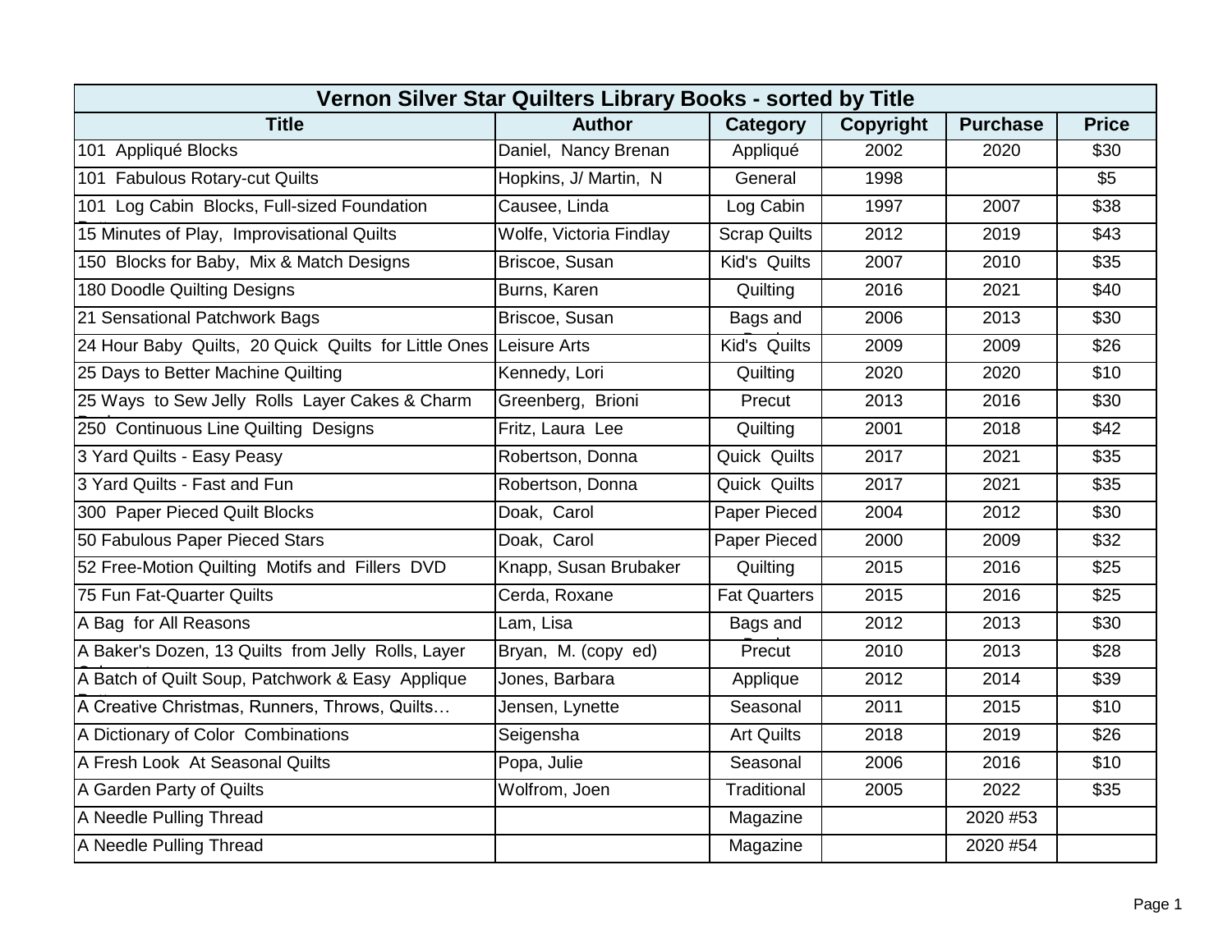| Vernon Silver Star Quilters Library Books - sorted by Title | | | | | |
|---|---|---|---|---|---|
| **Title** | **Author** | **Category** | **Copyright** | **Purchase** | **Price** |
| 101 Appliqué Blocks | Daniel, Nancy Brenan | Appliqué | 2002 | 2020 | $30 |
| 101 Fabulous Rotary-cut Quilts | Hopkins, J/ Martin, N | General | 1998 | | $5 |
| 101 Log Cabin Blocks, Full-sized Foundation | Causee, Linda | Log Cabin | 1997 | 2007 | $38 |
| 15 Minutes of Play, Improvisational Quilts | Wolfe, Victoria Findlay | Scrap Quilts | 2012 | 2019 | $43 |
| 150 Blocks for Baby, Mix & Match Designs | Briscoe, Susan | Kid's Quilts | 2007 | 2010 | $35 |
| 180 Doodle Quilting Designs | Burns, Karen | Quilting | 2016 | 2021 | $40 |
| 21 Sensational Patchwork Bags | Briscoe, Susan | Bags and | 2006 | 2013 | $30 |
| 24 Hour Baby Quilts, 20 Quick Quilts for Little Ones | Leisure Arts | Kid's Quilts | 2009 | 2009 | $26 |
| 25 Days to Better Machine Quilting | Kennedy, Lori | Quilting | 2020 | 2020 | $10 |
| 25 Ways to Sew Jelly Rolls Layer Cakes & Charm | Greenberg, Brioni | Precut | 2013 | 2016 | $30 |
| 250 Continuous Line Quilting Designs | Fritz, Laura Lee | Quilting | 2001 | 2018 | $42 |
| 3 Yard Quilts - Easy Peasy | Robertson, Donna | Quick Quilts | 2017 | 2021 | $35 |
| 3 Yard Quilts - Fast and Fun | Robertson, Donna | Quick Quilts | 2017 | 2021 | $35 |
| 300 Paper Pieced Quilt Blocks | Doak, Carol | Paper Pieced | 2004 | 2012 | $30 |
| 50 Fabulous Paper Pieced Stars | Doak, Carol | Paper Pieced | 2000 | 2009 | $32 |
| 52 Free-Motion Quilting Motifs and Fillers DVD | Knapp, Susan Brubaker | Quilting | 2015 | 2016 | $25 |
| 75 Fun Fat-Quarter Quilts | Cerda, Roxane | Fat Quarters | 2015 | 2016 | $25 |
| A Bag for All Reasons | Lam, Lisa | Bags and | 2012 | 2013 | $30 |
| A Baker's Dozen, 13 Quilts from Jelly Rolls, Layer | Bryan, M. (copy ed) | Precut | 2010 | 2013 | $28 |
| A Batch of Quilt Soup, Patchwork & Easy Applique | Jones, Barbara | Applique | 2012 | 2014 | $39 |
| A Creative Christmas, Runners, Throws, Quilts… | Jensen, Lynette | Seasonal | 2011 | 2015 | $10 |
| A Dictionary of Color Combinations | Seigensha | Art Quilts | 2018 | 2019 | $26 |
| A Fresh Look At Seasonal Quilts | Popa, Julie | Seasonal | 2006 | 2016 | $10 |
| A Garden Party of Quilts | Wolfrom, Joen | Traditional | 2005 | 2022 | $35 |
| A Needle Pulling Thread | | Magazine | | 2020 #53 | |
| A Needle Pulling Thread | | Magazine | | 2020 #54 | |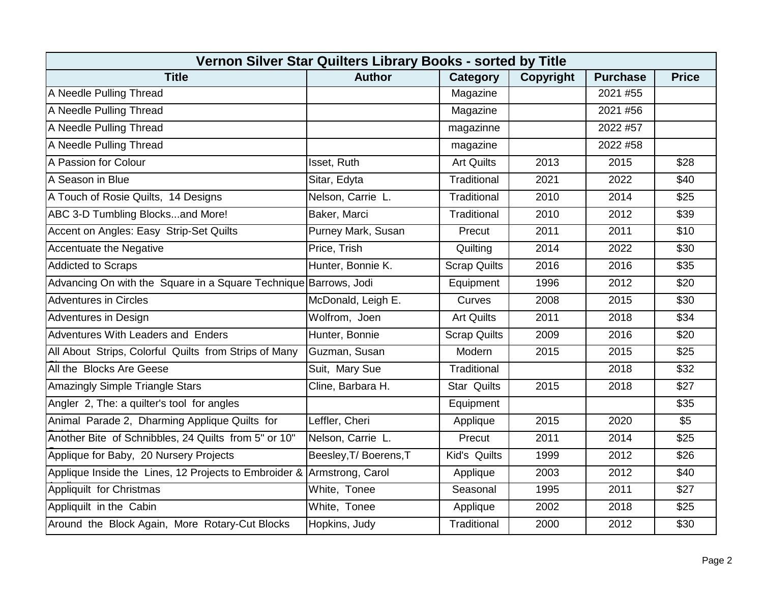| Vernon Silver Star Quilters Library Books - sorted by Title | | | | | |
|---|---|---|---|---|---|
| **Title** | **Author** | **Category** | **Copyright** | **Purchase** | **Price** |
| A Needle Pulling Thread | | Magazine | | 2021 #55 | |
| A Needle Pulling Thread | | Magazine | | 2021 #56 | |
| A Needle Pulling Thread | | magazinne | | 2022 #57 | |
| A Needle Pulling Thread | | magazine | | 2022 #58 | |
| A Passion for Colour | Isset, Ruth | Art Quilts | 2013 | 2015 | $28 |
| A Season in Blue | Sitar, Edyta | Traditional | 2021 | 2022 | $40 |
| A Touch of Rosie Quilts, 14 Designs | Nelson, Carrie L. | Traditional | 2010 | 2014 | $25 |
| ABC 3-D Tumbling Blocks...and More! | Baker, Marci | Traditional | 2010 | 2012 | $39 |
| Accent on Angles: Easy Strip-Set Quilts | Purney Mark, Susan | Precut | 2011 | 2011 | $10 |
| Accentuate the Negative | Price, Trish | Quilting | 2014 | 2022 | $30 |
| Addicted to Scraps | Hunter, Bonnie K. | Scrap Quilts | 2016 | 2016 | $35 |
| Advancing On with the Square in a Square Technique | Barrows, Jodi | Equipment | 1996 | 2012 | $20 |
| Adventures in Circles | McDonald, Leigh E. | Curves | 2008 | 2015 | $30 |
| Adventures in Design | Wolfrom, Joen | Art Quilts | 2011 | 2018 | $34 |
| Adventures With Leaders and Enders | Hunter, Bonnie | Scrap Quilts | 2009 | 2016 | $20 |
| All About Strips, Colorful Quilts from Strips of Many Si... | Guzman, Susan | Modern | 2015 | 2015 | $25 |
| All the Blocks Are Geese | Suit, Mary Sue | Traditional | | 2018 | $32 |
| Amazingly Simple Triangle Stars | Cline, Barbara H. | Star Quilts | 2015 | 2018 | $27 |
| Angler 2, The: a quilter's tool for angles | | Equipment | | | $35 |
| Animal Parade 2, Dharming Applique Quilts for B... | Leffler, Cheri | Applique | 2015 | 2020 | $5 |
| Another Bite of Schnibbles, 24 Quilts from 5" or 10" S... | Nelson, Carrie L. | Precut | 2011 | 2014 | $25 |
| Applique for Baby, 20 Nursery Projects | Beesley,T/ Boerens,T | Kid's Quilts | 1999 | 2012 | $26 |
| Applique Inside the Lines, 12 Projects to Embroider & A... | Armstrong, Carol | Applique | 2003 | 2012 | $40 |
| Appliquilt for Christmas | White, Tonee | Seasonal | 1995 | 2011 | $27 |
| Appliquilt in the Cabin | White, Tonee | Applique | 2002 | 2018 | $25 |
| Around the Block Again, More Rotary-Cut Blocks | Hopkins, Judy | Traditional | 2000 | 2012 | $30 |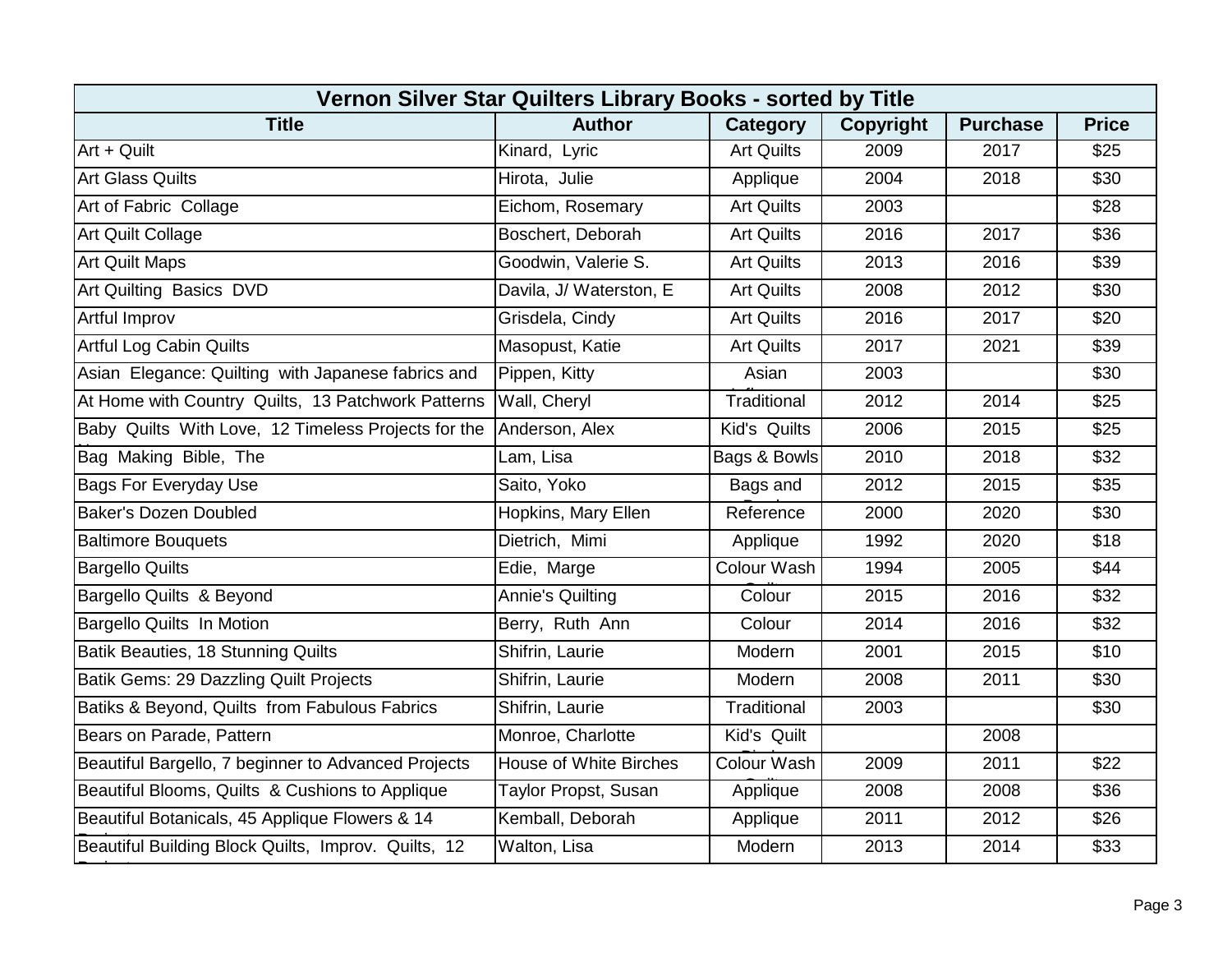| Vernon Silver Star Quilters Library Books - sorted by Title | | | | | |
|---|---|---|---|---|---|
| **Title** | **Author** | **Category** | **Copyright** | **Purchase** | **Price** |
| Art + Quilt | Kinard, Lyric | Art Quilts | 2009 | 2017 | $25 |
| Art Glass Quilts | Hirota, Julie | Applique | 2004 | 2018 | $30 |
| Art of Fabric Collage | Eichom, Rosemary | Art Quilts | 2003 | | $28 |
| Art Quilt Collage | Boschert, Deborah | Art Quilts | 2016 | 2017 | $36 |
| Art Quilt Maps | Goodwin, Valerie S. | Art Quilts | 2013 | 2016 | $39 |
| Art Quilting Basics DVD | Davila, J/ Waterston, E | Art Quilts | 2008 | 2012 | $30 |
| Artful Improv | Grisdela, Cindy | Art Quilts | 2016 | 2017 | $20 |
| Artful Log Cabin Quilts | Masopust, Katie | Art Quilts | 2017 | 2021 | $39 |
| Asian Elegance: Quilting with Japanese fabrics and | Pippen, Kitty | Asian | 2003 | | $30 |
| At Home with Country Quilts, 13 Patchwork Patterns | Wall, Cheryl | Traditional | 2012 | 2014 | $25 |
| Baby Quilts With Love, 12 Timeless Projects for the | Anderson, Alex | Kid's Quilts | 2006 | 2015 | $25 |
| Bag Making Bible, The | Lam, Lisa | Bags & Bowls | 2010 | 2018 | $32 |
| Bags For Everyday Use | Saito, Yoko | Bags and | 2012 | 2015 | $35 |
| Baker's Dozen Doubled | Hopkins, Mary Ellen | Reference | 2000 | 2020 | $30 |
| Baltimore Bouquets | Dietrich, Mimi | Applique | 1992 | 2020 | $18 |
| Bargello Quilts | Edie, Marge | Colour Wash | 1994 | 2005 | $44 |
| Bargello Quilts & Beyond | Annie's Quilting | Colour | 2015 | 2016 | $32 |
| Bargello Quilts In Motion | Berry, Ruth Ann | Colour | 2014 | 2016 | $32 |
| Batik Beauties, 18 Stunning Quilts | Shifrin, Laurie | Modern | 2001 | 2015 | $10 |
| Batik Gems: 29 Dazzling Quilt Projects | Shifrin, Laurie | Modern | 2008 | 2011 | $30 |
| Batiks & Beyond, Quilts from Fabulous Fabrics | Shifrin, Laurie | Traditional | 2003 | | $30 |
| Bears on Parade, Pattern | Monroe, Charlotte | Kid's Quilt | | 2008 | |
| Beautiful Bargello, 7 beginner to Advanced Projects | House of White Birches | Colour Wash | 2009 | 2011 | $22 |
| Beautiful Blooms, Quilts & Cushions to Applique | Taylor Propst, Susan | Applique | 2008 | 2008 | $36 |
| Beautiful Botanicals, 45 Applique Flowers & 14 | Kemball, Deborah | Applique | 2011 | 2012 | $26 |
| Beautiful Building Block Quilts, Improv. Quilts, 12 | Walton, Lisa | Modern | 2013 | 2014 | $33 |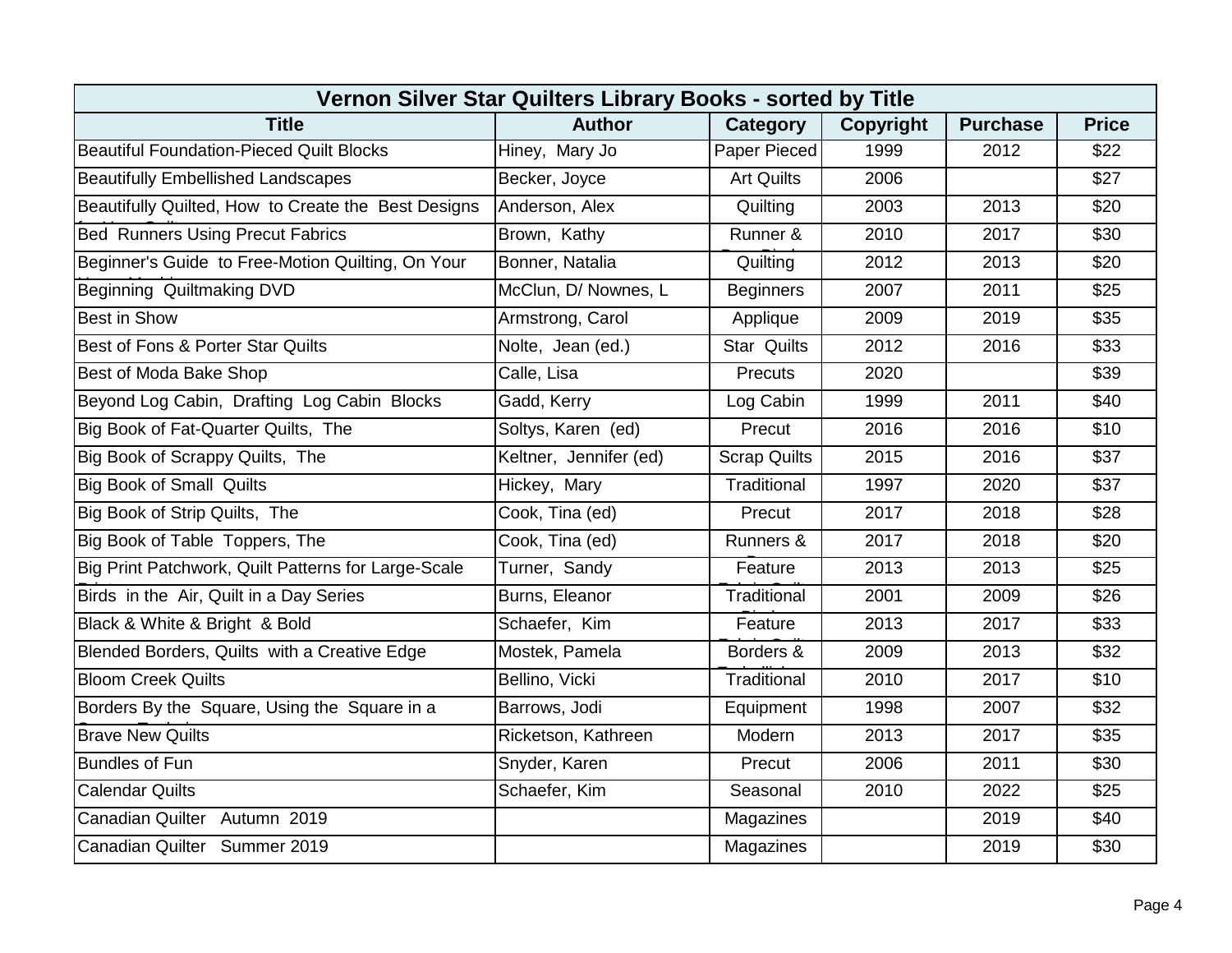| Vernon Silver Star Quilters Library Books - sorted by Title | | | | | |
|---|---|---|---|---|---|
| **Title** | **Author** | **Category** | **Copyright** | **Purchase** | **Price** |
| Beautiful Foundation-Pieced Quilt Blocks | Hiney, Mary Jo | Paper Pieced | 1999 | 2012 | $22 |
| Beautifully Embellished Landscapes | Becker, Joyce | Art Quilts | 2006 | | $27 |
| Beautifully Quilted, How to Create the Best Designs | Anderson, Alex | Quilting | 2003 | 2013 | $20 |
| Bed Runners Using Precut Fabrics | Brown, Kathy | Runner & | 2010 | 2017 | $30 |
| Beginner's Guide to Free-Motion Quilting, On Your | Bonner, Natalia | Quilting | 2012 | 2013 | $20 |
| Beginning Quiltmaking DVD | McClun, D/ Nownes, L | Beginners | 2007 | 2011 | $25 |
| Best in Show | Armstrong, Carol | Applique | 2009 | 2019 | $35 |
| Best of Fons & Porter Star Quilts | Nolte, Jean (ed.) | Star Quilts | 2012 | 2016 | $33 |
| Best of Moda Bake Shop | Calle, Lisa | Precuts | 2020 | | $39 |
| Beyond Log Cabin, Drafting Log Cabin Blocks | Gadd, Kerry | Log Cabin | 1999 | 2011 | $40 |
| Big Book of Fat-Quarter Quilts, The | Soltys, Karen (ed) | Precut | 2016 | 2016 | $10 |
| Big Book of Scrappy Quilts, The | Keltner, Jennifer (ed) | Scrap Quilts | 2015 | 2016 | $37 |
| Big Book of Small Quilts | Hickey, Mary | Traditional | 1997 | 2020 | $37 |
| Big Book of Strip Quilts, The | Cook, Tina (ed) | Precut | 2017 | 2018 | $28 |
| Big Book of Table Toppers, The | Cook, Tina (ed) | Runners & | 2017 | 2018 | $20 |
| Big Print Patchwork, Quilt Patterns for Large-Scale | Turner, Sandy | Feature | 2013 | 2013 | $25 |
| Birds in the Air, Quilt in a Day Series | Burns, Eleanor | Traditional | 2001 | 2009 | $26 |
| Black & White & Bright & Bold | Schaefer, Kim | Feature | 2013 | 2017 | $33 |
| Blended Borders, Quilts with a Creative Edge | Mostek, Pamela | Borders & | 2009 | 2013 | $32 |
| Bloom Creek Quilts | Bellino, Vicki | Traditional | 2010 | 2017 | $10 |
| Borders By the Square, Using the Square in a | Barrows, Jodi | Equipment | 1998 | 2007 | $32 |
| Brave New Quilts | Ricketson, Kathreen | Modern | 2013 | 2017 | $35 |
| Bundles of Fun | Snyder, Karen | Precut | 2006 | 2011 | $30 |
| Calendar Quilts | Schaefer, Kim | Seasonal | 2010 | 2022 | $25 |
| Canadian Quilter Autumn 2019 | | Magazines | | 2019 | $40 |
| Canadian Quilter Summer 2019 | | Magazines | | 2019 | $30 |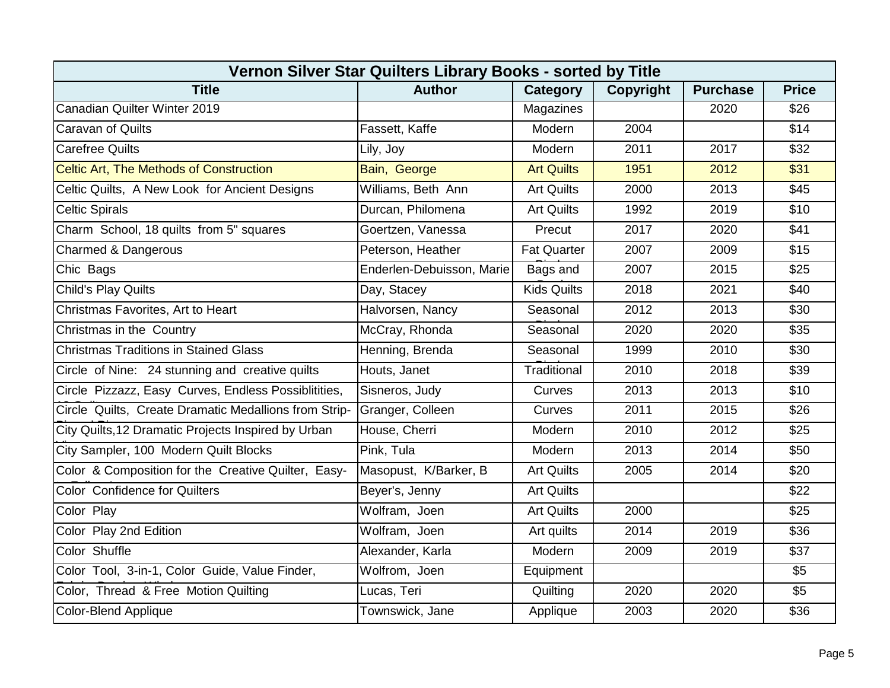| Vernon Silver Star Quilters Library Books - sorted by Title | | | | | |
|---|---|---|---|---|---|
| **Title** | **Author** | **Category** | **Copyright** | **Purchase** | **Price** |
| Canadian Quilter Winter 2019 | | Magazines | | 2020 | $26 |
| Caravan of Quilts | Fassett, Kaffe | Modern | 2004 | | $14 |
| Carefree Quilts | Lily, Joy | Modern | 2011 | 2017 | $32 |
| Celtic Art, The Methods of Construction | Bain, George | Art Quilts | 1951 | 2012 | $31 |
| Celtic Quilts, A New Look for Ancient Designs | Williams, Beth Ann | Art Quilts | 2000 | 2013 | $45 |
| Celtic Spirals | Durcan, Philomena | Art Quilts | 1992 | 2019 | $10 |
| Charm School, 18 quilts from 5" squares | Goertzen, Vanessa | Precut | 2017 | 2020 | $41 |
| Charmed & Dangerous | Peterson, Heather | Fat Quarter | 2007 | 2009 | $15 |
| Chic Bags | Enderlen-Debuisson, Marie | Bags and | 2007 | 2015 | $25 |
| Child's Play Quilts | Day, Stacey | Kids Quilts | 2018 | 2021 | $40 |
| Christmas Favorites, Art to Heart | Halvorsen, Nancy | Seasonal | 2012 | 2013 | $30 |
| Christmas in the Country | McCray, Rhonda | Seasonal | 2020 | 2020 | $35 |
| Christmas Traditions in Stained Glass | Henning, Brenda | Seasonal | 1999 | 2010 | $30 |
| Circle of Nine: 24 stunning and creative quilts | Houts, Janet | Traditional | 2010 | 2018 | $39 |
| Circle Pizzazz, Easy Curves, Endless Possiblitities, | Sisneros, Judy | Curves | 2013 | 2013 | $10 |
| Circle Quilts, Create Dramatic Medallions from Strip- | Granger, Colleen | Curves | 2011 | 2015 | $26 |
| City Quilts,12 Dramatic Projects Inspired by Urban | House, Cherri | Modern | 2010 | 2012 | $25 |
| City Sampler, 100 Modern Quilt Blocks | Pink, Tula | Modern | 2013 | 2014 | $50 |
| Color & Composition for the Creative Quilter, Easy- | Masopust, K/Barker, B | Art Quilts | 2005 | 2014 | $20 |
| Color Confidence for Quilters | Beyer's, Jenny | Art Quilts | | | $22 |
| Color Play | Wolfram, Joen | Art Quilts | 2000 | | $25 |
| Color Play 2nd Edition | Wolfram, Joen | Art quilts | 2014 | 2019 | $36 |
| Color Shuffle | Alexander, Karla | Modern | 2009 | 2019 | $37 |
| Color Tool, 3-in-1, Color Guide, Value Finder, | Wolfrom, Joen | Equipment | | | $5 |
| Color, Thread & Free Motion Quilting | Lucas, Teri | Quilting | 2020 | 2020 | $5 |
| Color-Blend Applique | Townswick, Jane | Applique | 2003 | 2020 | $36 |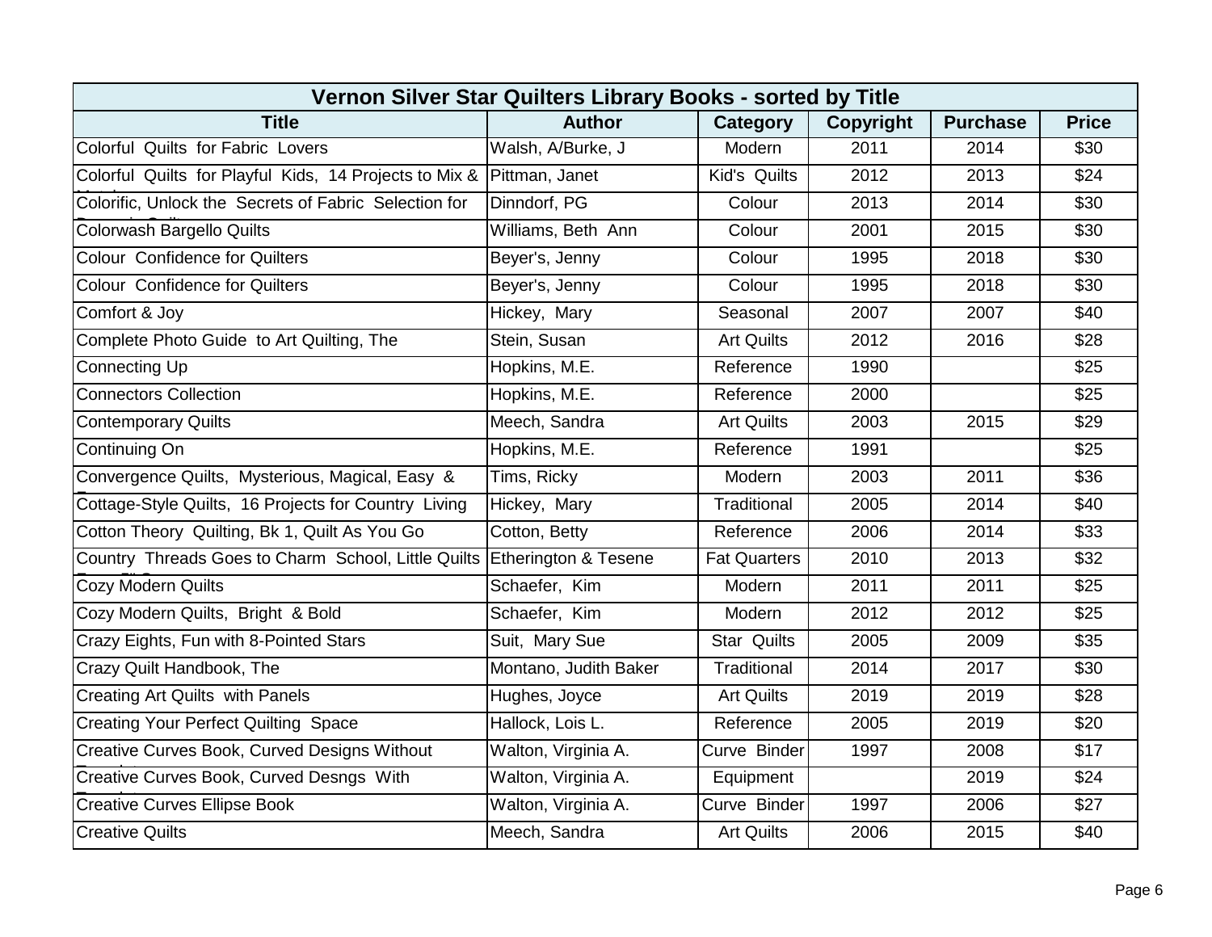| Vernon Silver Star Quilters Library Books - sorted by Title | | | | | |
|---|---|---|---|---|---|
| **Title** | **Author** | **Category** | **Copyright** | **Purchase** | **Price** |
| Colorful Quilts for Fabric Lovers | Walsh, A/Burke, J | Modern | 2011 | 2014 | $30 |
| Colorful Quilts for Playful Kids, 14 Projects to Mix & | Pittman, Janet | Kid's Quilts | 2012 | 2013 | $24 |
| Colorific, Unlock the Secrets of Fabric Selection for | Dinndorf, PG | Colour | 2013 | 2014 | $30 |
| Colorwash Bargello Quilts | Williams, Beth Ann | Colour | 2001 | 2015 | $30 |
| Colour Confidence for Quilters | Beyer's, Jenny | Colour | 1995 | 2018 | $30 |
| Colour Confidence for Quilters | Beyer's, Jenny | Colour | 1995 | 2018 | $30 |
| Comfort & Joy | Hickey, Mary | Seasonal | 2007 | 2007 | $40 |
| Complete Photo Guide to Art Quilting, The | Stein, Susan | Art Quilts | 2012 | 2016 | $28 |
| Connecting Up | Hopkins, M.E. | Reference | 1990 | | $25 |
| Connectors Collection | Hopkins, M.E. | Reference | 2000 | | $25 |
| Contemporary Quilts | Meech, Sandra | Art Quilts | 2003 | 2015 | $29 |
| Continuing On | Hopkins, M.E. | Reference | 1991 | | $25 |
| Convergence Quilts, Mysterious, Magical, Easy & | Tims, Ricky | Modern | 2003 | 2011 | $36 |
| Cottage-Style Quilts, 16 Projects for Country Living | Hickey, Mary | Traditional | 2005 | 2014 | $40 |
| Cotton Theory Quilting, Bk 1, Quilt As You Go | Cotton, Betty | Reference | 2006 | 2014 | $33 |
| Country Threads Goes to Charm School, Little Quilts | Etherington & Tesene | Fat Quarters | 2010 | 2013 | $32 |
| Cozy Modern Quilts | Schaefer, Kim | Modern | 2011 | 2011 | $25 |
| Cozy Modern Quilts, Bright & Bold | Schaefer, Kim | Modern | 2012 | 2012 | $25 |
| Crazy Eights, Fun with 8-Pointed Stars | Suit, Mary Sue | Star Quilts | 2005 | 2009 | $35 |
| Crazy Quilt Handbook, The | Montano, Judith Baker | Traditional | 2014 | 2017 | $30 |
| Creating Art Quilts with Panels | Hughes, Joyce | Art Quilts | 2019 | 2019 | $28 |
| Creating Your Perfect Quilting Space | Hallock, Lois L. | Reference | 2005 | 2019 | $20 |
| Creative Curves Book, Curved Designs Without | Walton, Virginia A. | Curve Binder | 1997 | 2008 | $17 |
| Creative Curves Book, Curved Desngs With | Walton, Virginia A. | Equipment | | 2019 | $24 |
| Creative Curves Ellipse Book | Walton, Virginia A. | Curve Binder | 1997 | 2006 | $27 |
| Creative Quilts | Meech, Sandra | Art Quilts | 2006 | 2015 | $40 |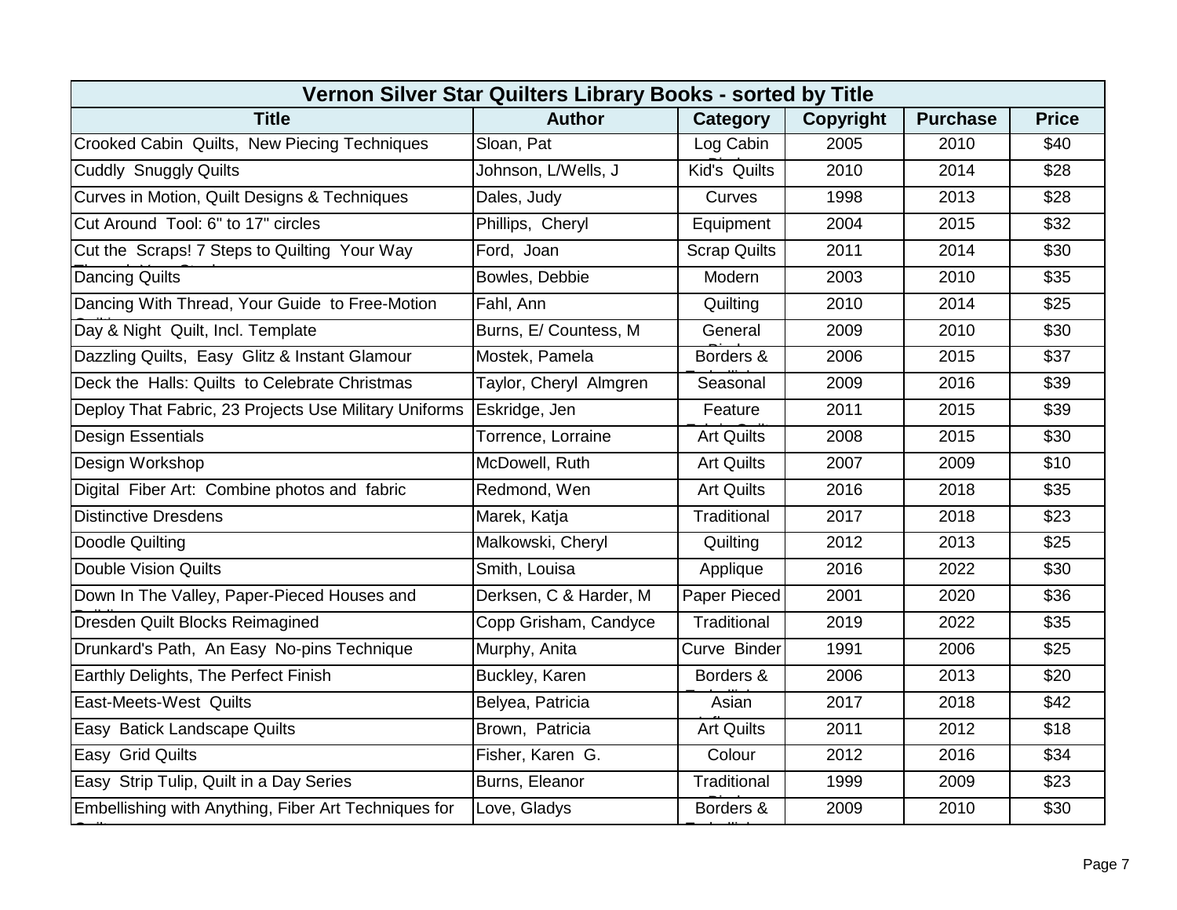| Vernon Silver Star Quilters Library Books - sorted by Title | | | | | |
|---|---|---|---|---|---|
| **Title** | **Author** | **Category** | **Copyright** | **Purchase** | **Price** |
| Crooked Cabin Quilts, New Piecing Techniques | Sloan, Pat | Log Cabin | 2005 | 2010 | $40 |
| Cuddly Snuggly Quilts | Johnson, L/Wells, J | Kid's Quilts | 2010 | 2014 | $28 |
| Curves in Motion, Quilt Designs & Techniques | Dales, Judy | Curves | 1998 | 2013 | $28 |
| Cut Around Tool: 6" to 17" circles | Phillips, Cheryl | Equipment | 2004 | 2015 | $32 |
| Cut the Scraps! 7 Steps to Quilting Your Way | Ford, Joan | Scrap Quilts | 2011 | 2014 | $30 |
| Dancing Quilts | Bowles, Debbie | Modern | 2003 | 2010 | $35 |
| Dancing With Thread, Your Guide to Free-Motion | Fahl, Ann | Quilting | 2010 | 2014 | $25 |
| Day & Night Quilt, Incl. Template | Burns, E/ Countess, M | General | 2009 | 2010 | $30 |
| Dazzling Quilts, Easy Glitz & Instant Glamour | Mostek, Pamela | Borders & | 2006 | 2015 | $37 |
| Deck the Halls: Quilts to Celebrate Christmas | Taylor, Cheryl Almgren | Seasonal | 2009 | 2016 | $39 |
| Deploy That Fabric, 23 Projects Use Military Uniforms | Eskridge, Jen | Feature | 2011 | 2015 | $39 |
| Design Essentials | Torrence, Lorraine | Art Quilts | 2008 | 2015 | $30 |
| Design Workshop | McDowell, Ruth | Art Quilts | 2007 | 2009 | $10 |
| Digital Fiber Art: Combine photos and fabric | Redmond, Wen | Art Quilts | 2016 | 2018 | $35 |
| Distinctive Dresdens | Marek, Katja | Traditional | 2017 | 2018 | $23 |
| Doodle Quilting | Malkowski, Cheryl | Quilting | 2012 | 2013 | $25 |
| Double Vision Quilts | Smith, Louisa | Applique | 2016 | 2022 | $30 |
| Down In The Valley, Paper-Pieced Houses and | Derksen, C & Harder, M | Paper Pieced | 2001 | 2020 | $36 |
| Dresden Quilt Blocks Reimagined | Copp Grisham, Candyce | Traditional | 2019 | 2022 | $35 |
| Drunkard's Path, An Easy No-pins Technique | Murphy, Anita | Curve Binder | 1991 | 2006 | $25 |
| Earthly Delights, The Perfect Finish | Buckley, Karen | Borders & | 2006 | 2013 | $20 |
| East-Meets-West Quilts | Belyea, Patricia | Asian | 2017 | 2018 | $42 |
| Easy Batick Landscape Quilts | Brown, Patricia | Art Quilts | 2011 | 2012 | $18 |
| Easy Grid Quilts | Fisher, Karen G. | Colour | 2012 | 2016 | $34 |
| Easy Strip Tulip, Quilt in a Day Series | Burns, Eleanor | Traditional | 1999 | 2009 | $23 |
| Embellishing with Anything, Fiber Art Techniques for | Love, Gladys | Borders & | 2009 | 2010 | $30 |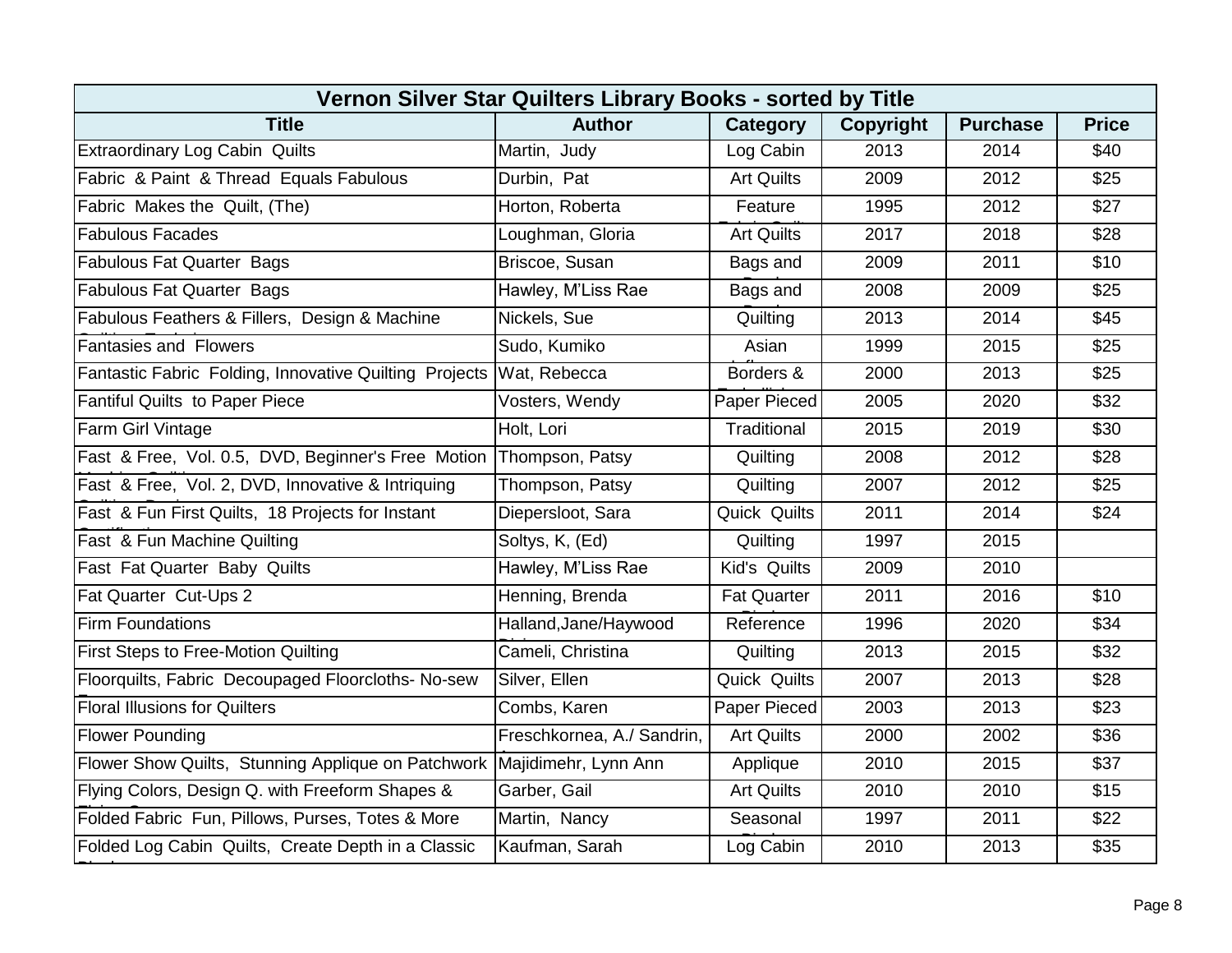| Vernon Silver Star Quilters Library Books - sorted by Title | | | | | |
|---|---|---|---|---|---|
| **Title** | **Author** | **Category** | **Copyright** | **Purchase** | **Price** |
| Extraordinary Log Cabin Quilts | Martin, Judy | Log Cabin | 2013 | 2014 | $40 |
| Fabric & Paint & Thread Equals Fabulous | Durbin, Pat | Art Quilts | 2009 | 2012 | $25 |
| Fabric Makes the Quilt, (The) | Horton, Roberta | Feature | 1995 | 2012 | $27 |
| Fabulous Facades | Loughman, Gloria | Art Quilts | 2017 | 2018 | $28 |
| Fabulous Fat Quarter Bags | Briscoe, Susan | Bags and | 2009 | 2011 | $10 |
| Fabulous Fat Quarter Bags | Hawley, M'Liss Rae | Bags and | 2008 | 2009 | $25 |
| Fabulous Feathers & Fillers, Design & Machine | Nickels, Sue | Quilting | 2013 | 2014 | $45 |
| Fantasies and Flowers | Sudo, Kumiko | Asian | 1999 | 2015 | $25 |
| Fantastic Fabric Folding, Innovative Quilting Projects | Wat, Rebecca | Borders & | 2000 | 2013 | $25 |
| Fantiful Quilts to Paper Piece | Vosters, Wendy | Paper Pieced | 2005 | 2020 | $32 |
| Farm Girl Vintage | Holt, Lori | Traditional | 2015 | 2019 | $30 |
| Fast & Free, Vol. 0.5, DVD, Beginner's Free Motion | Thompson, Patsy | Quilting | 2008 | 2012 | $28 |
| Fast & Free, Vol. 2, DVD, Innovative & Intriquing | Thompson, Patsy | Quilting | 2007 | 2012 | $25 |
| Fast & Fun First Quilts, 18 Projects for Instant | Diepersloot, Sara | Quick Quilts | 2011 | 2014 | $24 |
| Fast & Fun Machine Quilting | Soltys, K, (Ed) | Quilting | 1997 | 2015 | |
| Fast Fat Quarter Baby Quilts | Hawley, M'Liss Rae | Kid's Quilts | 2009 | 2010 | |
| Fat Quarter Cut-Ups 2 | Henning, Brenda | Fat Quarter | 2011 | 2016 | $10 |
| Firm Foundations | Halland,Jane/Haywood | Reference | 1996 | 2020 | $34 |
| First Steps to Free-Motion Quilting | Cameli, Christina | Quilting | 2013 | 2015 | $32 |
| Floorquilts, Fabric Decoupaged Floorcloths- No-sew | Silver, Ellen | Quick Quilts | 2007 | 2013 | $28 |
| Floral Illusions for Quilters | Combs, Karen | Paper Pieced | 2003 | 2013 | $23 |
| Flower Pounding | Freschkornea, A./ Sandrin, | Art Quilts | 2000 | 2002 | $36 |
| Flower Show Quilts, Stunning Applique on Patchwork | Majidimehr, Lynn Ann | Applique | 2010 | 2015 | $37 |
| Flying Colors, Design Q. with Freeform Shapes & | Garber, Gail | Art Quilts | 2010 | 2010 | $15 |
| Folded Fabric Fun, Pillows, Purses, Totes & More | Martin, Nancy | Seasonal | 1997 | 2011 | $22 |
| Folded Log Cabin Quilts, Create Depth in a Classic | Kaufman, Sarah | Log Cabin | 2010 | 2013 | $35 |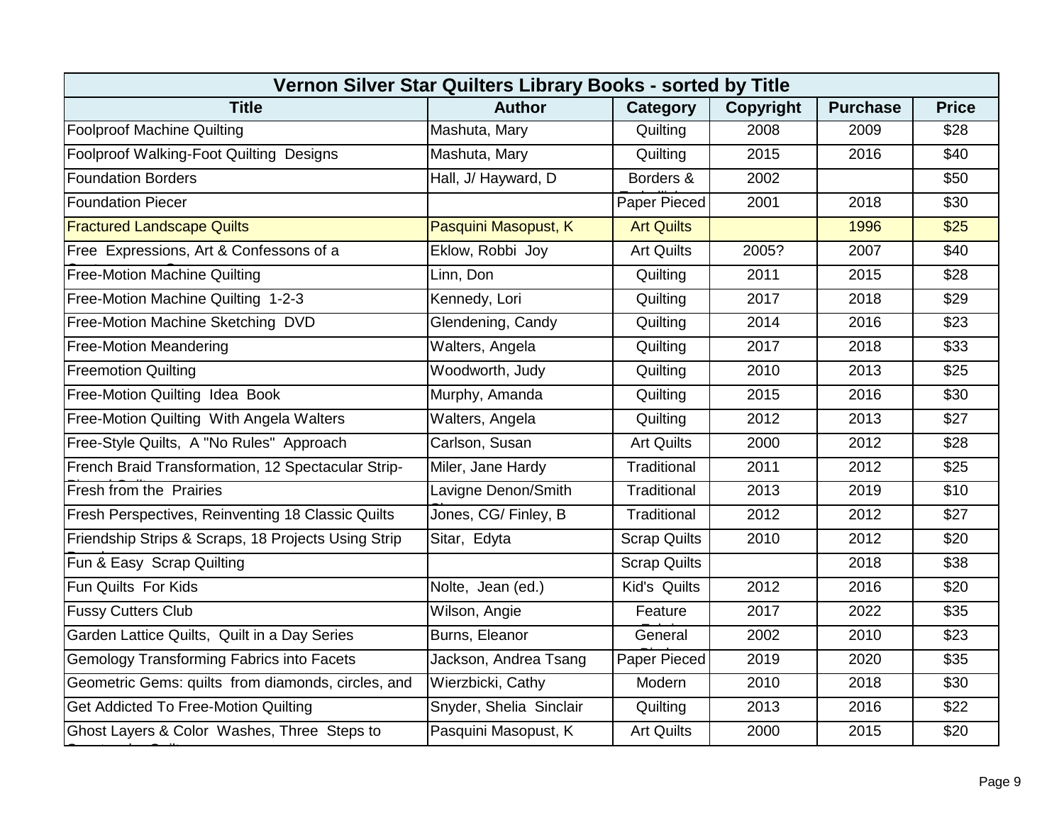| Vernon Silver Star Quilters Library Books - sorted by Title | | | | | |
|---|---|---|---|---|---|
| **Title** | **Author** | **Category** | **Copyright** | **Purchase** | **Price** |
| Foolproof Machine Quilting | Mashuta, Mary | Quilting | 2008 | 2009 | $28 |
| Foolproof Walking-Foot Quilting Designs | Mashuta, Mary | Quilting | 2015 | 2016 | $40 |
| Foundation Borders | Hall, J/ Hayward, D | Borders & | 2002 | | $50 |
| Foundation Piecer | | Paper Pieced | 2001 | 2018 | $30 |
| Fractured Landscape Quilts | Pasquini Masopust, K | Art Quilts | | 1996 | $25 |
| Free Expressions, Art & Confessons of a | Eklow, Robbi Joy | Art Quilts | 2005? | 2007 | $40 |
| Free-Motion Machine Quilting | Linn, Don | Quilting | 2011 | 2015 | $28 |
| Free-Motion Machine Quilting 1-2-3 | Kennedy, Lori | Quilting | 2017 | 2018 | $29 |
| Free-Motion Machine Sketching DVD | Glendening, Candy | Quilting | 2014 | 2016 | $23 |
| Free-Motion Meandering | Walters, Angela | Quilting | 2017 | 2018 | $33 |
| Freemotion Quilting | Woodworth, Judy | Quilting | 2010 | 2013 | $25 |
| Free-Motion Quilting Idea Book | Murphy, Amanda | Quilting | 2015 | 2016 | $30 |
| Free-Motion Quilting With Angela Walters | Walters, Angela | Quilting | 2012 | 2013 | $27 |
| Free-Style Quilts, A "No Rules" Approach | Carlson, Susan | Art Quilts | 2000 | 2012 | $28 |
| French Braid Transformation, 12 Spectacular Strip- | Miler, Jane Hardy | Traditional | 2011 | 2012 | $25 |
| Fresh from the Prairies | Lavigne Denon/Smith | Traditional | 2013 | 2019 | $10 |
| Fresh Perspectives, Reinventing 18 Classic Quilts | Jones, CG/ Finley, B | Traditional | 2012 | 2012 | $27 |
| Friendship Strips & Scraps, 18 Projects Using Strip | Sitar, Edyta | Scrap Quilts | 2010 | 2012 | $20 |
| Fun & Easy Scrap Quilting | | Scrap Quilts | | 2018 | $38 |
| Fun Quilts For Kids | Nolte, Jean (ed.) | Kid's Quilts | 2012 | 2016 | $20 |
| Fussy Cutters Club | Wilson, Angie | Feature | 2017 | 2022 | $35 |
| Garden Lattice Quilts, Quilt in a Day Series | Burns, Eleanor | General | 2002 | 2010 | $23 |
| Gemology Transforming Fabrics into Facets | Jackson, Andrea Tsang | Paper Pieced | 2019 | 2020 | $35 |
| Geometric Gems: quilts from diamonds, circles, and | Wierzbicki, Cathy | Modern | 2010 | 2018 | $30 |
| Get Addicted To Free-Motion Quilting | Snyder, Shelia Sinclair | Quilting | 2013 | 2016 | $22 |
| Ghost Layers & Color Washes, Three Steps to | Pasquini Masopust, K | Art Quilts | 2000 | 2015 | $20 |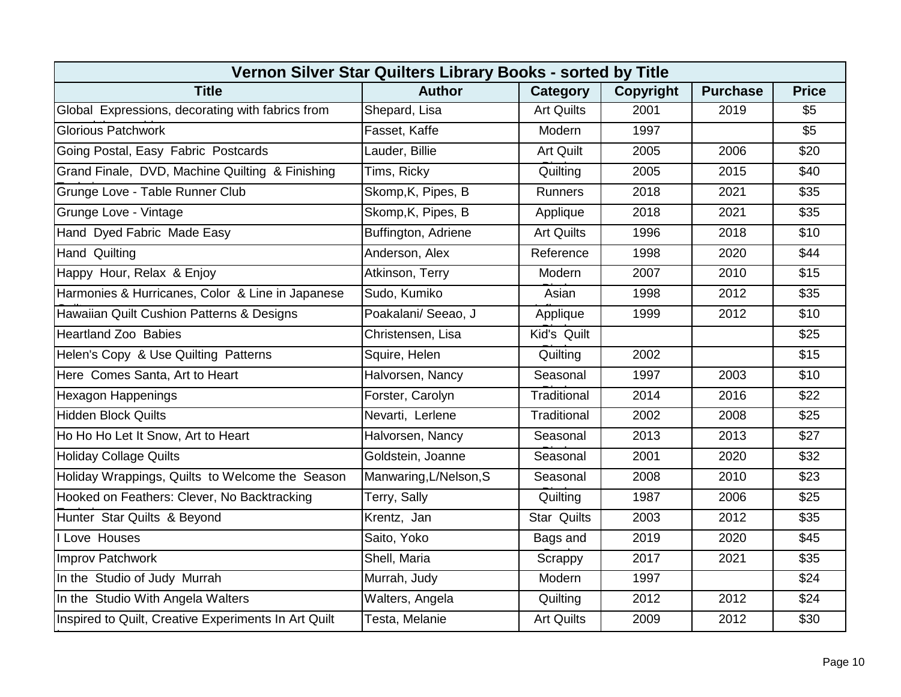| Vernon Silver Star Quilters Library Books - sorted by Title | | | | | |
|---|---|---|---|---|---|
| **Title** | **Author** | **Category** | **Copyright** | **Purchase** | **Price** |
| Global Expressions, decorating with fabrics from | Shepard, Lisa | Art Quilts | 2001 | 2019 | $5 |
| Glorious Patchwork | Fasset, Kaffe | Modern | 1997 | | $5 |
| Going Postal, Easy Fabric Postcards | Lauder, Billie | Art Quilt | 2005 | 2006 | $20 |
| Grand Finale, DVD, Machine Quilting & Finishing | Tims, Ricky | Quilting | 2005 | 2015 | $40 |
| Grunge Love - Table Runner Club | Skomp,K, Pipes, B | Runners | 2018 | 2021 | $35 |
| Grunge Love - Vintage | Skomp,K, Pipes, B | Applique | 2018 | 2021 | $35 |
| Hand Dyed Fabric Made Easy | Buffington, Adriene | Art Quilts | 1996 | 2018 | $10 |
| Hand Quilting | Anderson, Alex | Reference | 1998 | 2020 | $44 |
| Happy Hour, Relax & Enjoy | Atkinson, Terry | Modern | 2007 | 2010 | $15 |
| Harmonies & Hurricanes, Color & Line in Japanese | Sudo, Kumiko | Asian | 1998 | 2012 | $35 |
| Hawaiian Quilt Cushion Patterns & Designs | Poakalani/ Seeao, J | Applique | 1999 | 2012 | $10 |
| Heartland Zoo Babies | Christensen, Lisa | Kid's Quilt | | | $25 |
| Helen's Copy & Use Quilting Patterns | Squire, Helen | Quilting | 2002 | | $15 |
| Here Comes Santa, Art to Heart | Halvorsen, Nancy | Seasonal | 1997 | 2003 | $10 |
| Hexagon Happenings | Forster, Carolyn | Traditional | 2014 | 2016 | $22 |
| Hidden Block Quilts | Nevarti, Lerlene | Traditional | 2002 | 2008 | $25 |
| Ho Ho Ho Let It Snow, Art to Heart | Halvorsen, Nancy | Seasonal | 2013 | 2013 | $27 |
| Holiday Collage Quilts | Goldstein, Joanne | Seasonal | 2001 | 2020 | $32 |
| Holiday Wrappings, Quilts to Welcome the Season | Manwaring,L/Nelson,S | Seasonal | 2008 | 2010 | $23 |
| Hooked on Feathers: Clever, No Backtracking | Terry, Sally | Quilting | 1987 | 2006 | $25 |
| Hunter Star Quilts & Beyond | Krentz, Jan | Star Quilts | 2003 | 2012 | $35 |
| I Love Houses | Saito, Yoko | Bags and | 2019 | 2020 | $45 |
| Improv Patchwork | Shell, Maria | Scrappy | 2017 | 2021 | $35 |
| In the Studio of Judy Murrah | Murrah, Judy | Modern | 1997 | | $24 |
| In the Studio With Angela Walters | Walters, Angela | Quilting | 2012 | 2012 | $24 |
| Inspired to Quilt, Creative Experiments In Art Quilt | Testa, Melanie | Art Quilts | 2009 | 2012 | $30 |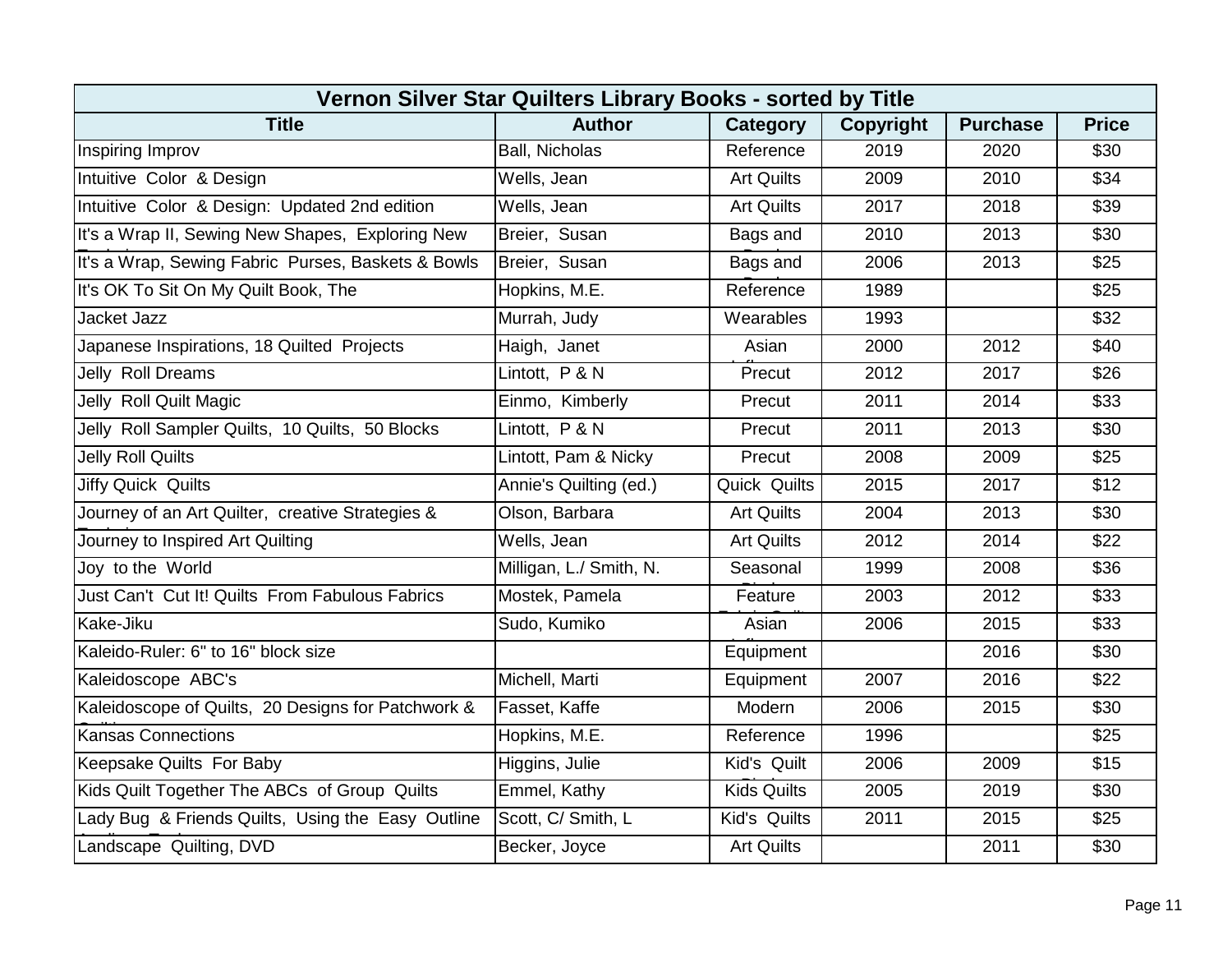| Vernon Silver Star Quilters Library Books - sorted by Title | | | | | |
|---|---|---|---|---|---|
| **Title** | **Author** | **Category** | **Copyright** | **Purchase** | **Price** |
| Inspiring Improv | Ball, Nicholas | Reference | 2019 | 2020 | $30 |
| Intuitive Color & Design | Wells, Jean | Art Quilts | 2009 | 2010 | $34 |
| Intuitive Color & Design: Updated 2nd edition | Wells, Jean | Art Quilts | 2017 | 2018 | $39 |
| It's a Wrap II, Sewing New Shapes, Exploring New | Breier, Susan | Bags and | 2010 | 2013 | $30 |
| It's a Wrap, Sewing Fabric Purses, Baskets & Bowls | Breier, Susan | Bags and | 2006 | 2013 | $25 |
| It's OK To Sit On My Quilt Book, The | Hopkins, M.E. | Reference | 1989 | | $25 |
| Jacket Jazz | Murrah, Judy | Wearables | 1993 | | $32 |
| Japanese Inspirations, 18 Quilted Projects | Haigh, Janet | Asian | 2000 | 2012 | $40 |
| Jelly Roll Dreams | Lintott, P & N | Precut | 2012 | 2017 | $26 |
| Jelly Roll Quilt Magic | Einmo, Kimberly | Precut | 2011 | 2014 | $33 |
| Jelly Roll Sampler Quilts, 10 Quilts, 50 Blocks | Lintott, P & N | Precut | 2011 | 2013 | $30 |
| Jelly Roll Quilts | Lintott, Pam & Nicky | Precut | 2008 | 2009 | $25 |
| Jiffy Quick Quilts | Annie's Quilting (ed.) | Quick Quilts | 2015 | 2017 | $12 |
| Journey of an Art Quilter, creative Strategies & | Olson, Barbara | Art Quilts | 2004 | 2013 | $30 |
| Journey to Inspired Art Quilting | Wells, Jean | Art Quilts | 2012 | 2014 | $22 |
| Joy to the World | Milligan, L./ Smith, N. | Seasonal | 1999 | 2008 | $36 |
| Just Can't Cut It! Quilts From Fabulous Fabrics | Mostek, Pamela | Feature | 2003 | 2012 | $33 |
| Kake-Jiku | Sudo, Kumiko | Asian | 2006 | 2015 | $33 |
| Kaleido-Ruler: 6" to 16" block size | | Equipment | | 2016 | $30 |
| Kaleidoscope ABC's | Michell, Marti | Equipment | 2007 | 2016 | $22 |
| Kaleidoscope of Quilts, 20 Designs for Patchwork & | Fasset, Kaffe | Modern | 2006 | 2015 | $30 |
| Kansas Connections | Hopkins, M.E. | Reference | 1996 | | $25 |
| Keepsake Quilts For Baby | Higgins, Julie | Kid's Quilt | 2006 | 2009 | $15 |
| Kids Quilt Together The ABCs of Group Quilts | Emmel, Kathy | Kids Quilts | 2005 | 2019 | $30 |
| Lady Bug & Friends Quilts, Using the Easy Outline | Scott, C/ Smith, L | Kid's Quilts | 2011 | 2015 | $25 |
| Landscape Quilting, DVD | Becker, Joyce | Art Quilts | | 2011 | $30 |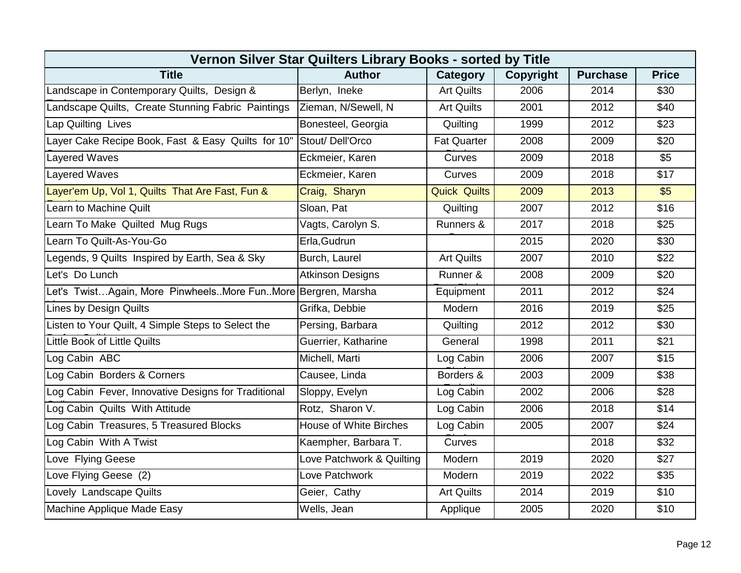| Vernon Silver Star Quilters Library Books - sorted by Title | | | | | |
|---|---|---|---|---|---|
| **Title** | **Author** | **Category** | **Copyright** | **Purchase** | **Price** |
| Landscape in Contemporary Quilts, Design & | Berlyn, Ineke | Art Quilts | 2006 | 2014 | $30 |
| Landscape Quilts, Create Stunning Fabric Paintings | Zieman, N/Sewell, N | Art Quilts | 2001 | 2012 | $40 |
| Lap Quilting Lives | Bonesteel, Georgia | Quilting | 1999 | 2012 | $23 |
| Layer Cake Recipe Book, Fast & Easy Quilts for 10" | Stout/ Dell'Orco | Fat Quarter | 2008 | 2009 | $20 |
| Layered Waves | Eckmeier, Karen | Curves | 2009 | 2018 | $5 |
| Layered Waves | Eckmeier, Karen | Curves | 2009 | 2018 | $17 |
| Layer'em Up, Vol 1, Quilts That Are Fast, Fun & | Craig, Sharyn | Quick Quilts | 2009 | 2013 | $5 |
| Learn to Machine Quilt | Sloan, Pat | Quilting | 2007 | 2012 | $16 |
| Learn To Make Quilted Mug Rugs | Vagts, Carolyn S. | Runners & | 2017 | 2018 | $25 |
| Learn To Quilt-As-You-Go | Erla,Gudrun | | 2015 | 2020 | $30 |
| Legends, 9 Quilts Inspired by Earth, Sea & Sky | Burch, Laurel | Art Quilts | 2007 | 2010 | $22 |
| Let's Do Lunch | Atkinson Designs | Runner & | 2008 | 2009 | $20 |
| Let's Twist…Again, More Pinwheels..More Fun..More | Bergren, Marsha | Equipment | 2011 | 2012 | $24 |
| Lines by Design Quilts | Grifka, Debbie | Modern | 2016 | 2019 | $25 |
| Listen to Your Quilt, 4 Simple Steps to Select the | Persing, Barbara | Quilting | 2012 | 2012 | $30 |
| Little Book of Little Quilts | Guerrier, Katharine | General | 1998 | 2011 | $21 |
| Log Cabin ABC | Michell, Marti | Log Cabin | 2006 | 2007 | $15 |
| Log Cabin Borders & Corners | Causee, Linda | Borders & | 2003 | 2009 | $38 |
| Log Cabin Fever, Innovative Designs for Traditional | Sloppy, Evelyn | Log Cabin | 2002 | 2006 | $28 |
| Log Cabin Quilts With Attitude | Rotz, Sharon V. | Log Cabin | 2006 | 2018 | $14 |
| Log Cabin Treasures, 5 Treasured Blocks | House of White Birches | Log Cabin | 2005 | 2007 | $24 |
| Log Cabin With A Twist | Kaempher, Barbara T. | Curves | | 2018 | $32 |
| Love Flying Geese | Love Patchwork & Quilting | Modern | 2019 | 2020 | $27 |
| Love Flying Geese (2) | Love Patchwork | Modern | 2019 | 2022 | $35 |
| Lovely Landscape Quilts | Geier, Cathy | Art Quilts | 2014 | 2019 | $10 |
| Machine Applique Made Easy | Wells, Jean | Applique | 2005 | 2020 | $10 |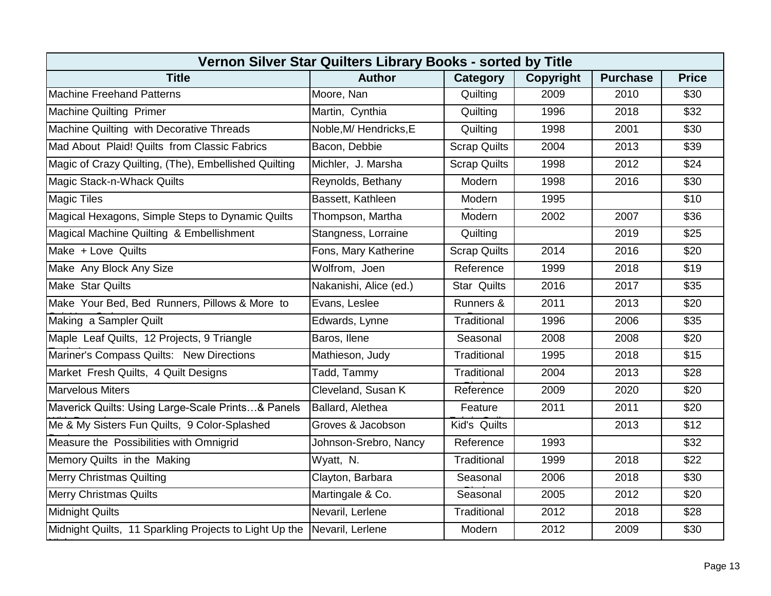| Vernon Silver Star Quilters Library Books - sorted by Title | | | | | |
|---|---|---|---|---|---|
| **Title** | **Author** | **Category** | **Copyright** | **Purchase** | **Price** |
| Machine Freehand Patterns | Moore, Nan | Quilting | 2009 | 2010 | $30 |
| Machine Quilting Primer | Martin, Cynthia | Quilting | 1996 | 2018 | $32 |
| Machine Quilting with Decorative Threads | Noble,M/ Hendricks,E | Quilting | 1998 | 2001 | $30 |
| Mad About Plaid! Quilts from Classic Fabrics | Bacon, Debbie | Scrap Quilts | 2004 | 2013 | $39 |
| Magic of Crazy Quilting, (The), Embellished Quilting | Michler, J. Marsha | Scrap Quilts | 1998 | 2012 | $24 |
| Magic Stack-n-Whack Quilts | Reynolds, Bethany | Modern | 1998 | 2016 | $30 |
| Magic Tiles | Bassett, Kathleen | Modern | 1995 | | $10 |
| Magical Hexagons, Simple Steps to Dynamic Quilts | Thompson, Martha | Modern | 2002 | 2007 | $36 |
| Magical Machine Quilting & Embellishment | Stangness, Lorraine | Quilting | | 2019 | $25 |
| Make + Love Quilts | Fons, Mary Katherine | Scrap Quilts | 2014 | 2016 | $20 |
| Make Any Block Any Size | Wolfrom, Joen | Reference | 1999 | 2018 | $19 |
| Make Star Quilts | Nakanishi, Alice (ed.) | Star Quilts | 2016 | 2017 | $35 |
| Make Your Bed, Bed Runners, Pillows & More to | Evans, Leslee | Runners & | 2011 | 2013 | $20 |
| Making a Sampler Quilt | Edwards, Lynne | Traditional | 1996 | 2006 | $35 |
| Maple Leaf Quilts, 12 Projects, 9 Triangle | Baros, Ilene | Seasonal | 2008 | 2008 | $20 |
| Mariner's Compass Quilts: New Directions | Mathieson, Judy | Traditional | 1995 | 2018 | $15 |
| Market Fresh Quilts, 4 Quilt Designs | Tadd, Tammy | Traditional | 2004 | 2013 | $28 |
| Marvelous Miters | Cleveland, Susan K | Reference | 2009 | 2020 | $20 |
| Maverick Quilts: Using Large-Scale Prints…& Panels | Ballard, Alethea | Feature | 2011 | 2011 | $20 |
| Me & My Sisters Fun Quilts, 9 Color-Splashed | Groves & Jacobson | Kid's Quilts | | 2013 | $12 |
| Measure the Possibilities with Omnigrid | Johnson-Srebro, Nancy | Reference | 1993 | | $32 |
| Memory Quilts in the Making | Wyatt, N. | Traditional | 1999 | 2018 | $22 |
| Merry Christmas Quilting | Clayton, Barbara | Seasonal | 2006 | 2018 | $30 |
| Merry Christmas Quilts | Martingale & Co. | Seasonal | 2005 | 2012 | $20 |
| Midnight Quilts | Nevaril, Lerlene | Traditional | 2012 | 2018 | $28 |
| Midnight Quilts, 11 Sparkling Projects to Light Up the | Nevaril, Lerlene | Modern | 2012 | 2009 | $30 |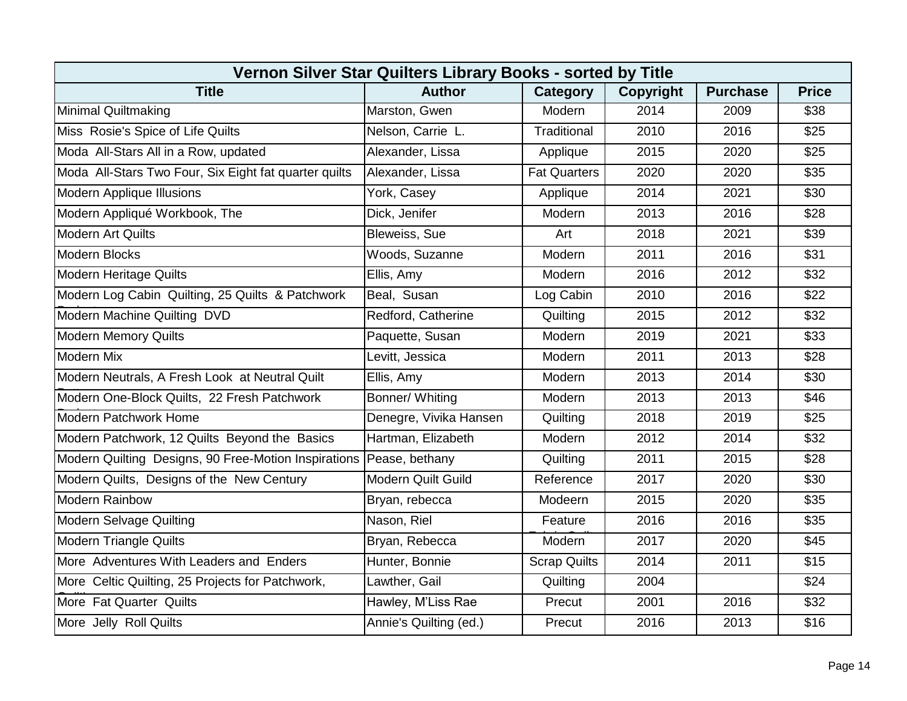| Vernon Silver Star Quilters Library Books - sorted by Title | | | | | |
|---|---|---|---|---|---|
| **Title** | **Author** | **Category** | **Copyright** | **Purchase** | **Price** |
| Minimal Quiltmaking | Marston, Gwen | Modern | 2014 | 2009 | $38 |
| Miss  Rosie's Spice of Life Quilts | Nelson, Carrie  L. | Traditional | 2010 | 2016 | $25 |
| Moda  All-Stars All in a Row, updated | Alexander, Lissa | Applique | 2015 | 2020 | $25 |
| Moda  All-Stars Two Four, Six Eight fat quarter quilts | Alexander, Lissa | Fat Quarters | 2020 | 2020 | $35 |
| Modern Applique Illusions | York, Casey | Applique | 2014 | 2021 | $30 |
| Modern Appliqué Workbook, The | Dick, Jenifer | Modern | 2013 | 2016 | $28 |
| Modern Art Quilts | Bleweiss, Sue | Art | 2018 | 2021 | $39 |
| Modern Blocks | Woods, Suzanne | Modern | 2011 | 2016 | $31 |
| Modern Heritage Quilts | Ellis, Amy | Modern | 2016 | 2012 | $32 |
| Modern Log Cabin  Quilting, 25 Quilts  & Patchwork | Beal,  Susan | Log Cabin | 2010 | 2016 | $22 |
| Modern Machine Quilting  DVD | Redford, Catherine | Quilting | 2015 | 2012 | $32 |
| Modern Memory Quilts | Paquette, Susan | Modern | 2019 | 2021 | $33 |
| Modern Mix | Levitt, Jessica | Modern | 2011 | 2013 | $28 |
| Modern Neutrals, A Fresh Look  at Neutral Quilt | Ellis, Amy | Modern | 2013 | 2014 | $30 |
| Modern One-Block Quilts,  22 Fresh Patchwork | Bonner/ Whiting | Modern | 2013 | 2013 | $46 |
| Modern Patchwork Home | Denegre, Vivika Hansen | Quilting | 2018 | 2019 | $25 |
| Modern Patchwork, 12 Quilts  Beyond the  Basics | Hartman, Elizabeth | Modern | 2012 | 2014 | $32 |
| Modern Quilting  Designs, 90 Free-Motion Inspirations | Pease, bethany | Quilting | 2011 | 2015 | $28 |
| Modern Quilts,  Designs of the  New Century | Modern Quilt Guild | Reference | 2017 | 2020 | $30 |
| Modern Rainbow | Bryan, rebecca | Modeern | 2015 | 2020 | $35 |
| Modern Selvage Quilting | Nason, Riel | Feature | 2016 | 2016 | $35 |
| Modern Triangle Quilts | Bryan, Rebecca | Modern | 2017 | 2020 | $45 |
| More  Adventures With Leaders and  Enders | Hunter, Bonnie | Scrap Quilts | 2014 | 2011 | $15 |
| More  Celtic Quilting, 25 Projects for Patchwork, | Lawther, Gail | Quilting | 2004 | | $24 |
| More  Fat Quarter  Quilts | Hawley, M'Liss Rae | Precut | 2001 | 2016 | $32 |
| More  Jelly  Roll Quilts | Annie's Quilting (ed.) | Precut | 2016 | 2013 | $16 |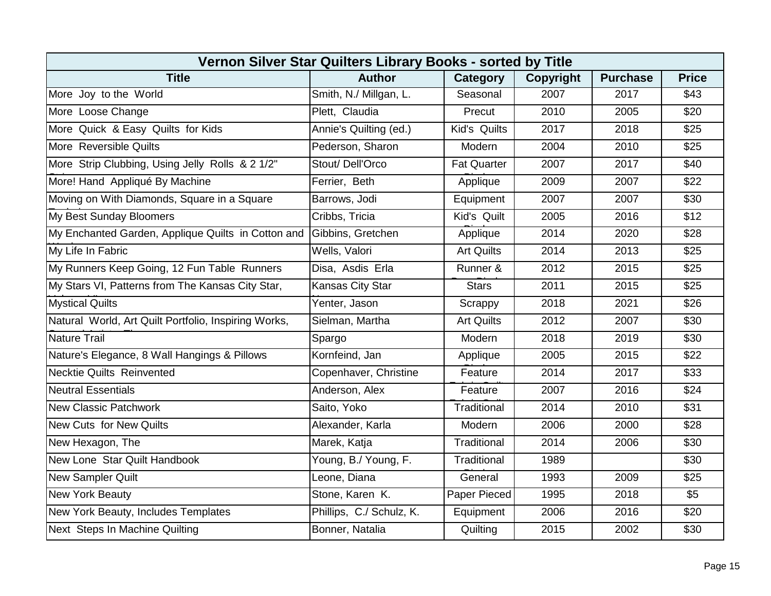| Vernon Silver Star Quilters Library Books - sorted by Title | | | | | |
|---|---|---|---|---|---|
| **Title** | **Author** | **Category** | **Copyright** | **Purchase** | **Price** |
| More Joy to the World | Smith, N./ Millgan, L. | Seasonal | 2007 | 2017 | $43 |
| More Loose Change | Plett, Claudia | Precut | 2010 | 2005 | $20 |
| More Quick & Easy Quilts for Kids | Annie's Quilting (ed.) | Kid's Quilts | 2017 | 2018 | $25 |
| More Reversible Quilts | Pederson, Sharon | Modern | 2004 | 2010 | $25 |
| More Strip Clubbing, Using Jelly Rolls & 2 1/2" | Stout/ Dell'Orco | Fat Quarter | 2007 | 2017 | $40 |
| More! Hand Appliqué By Machine | Ferrier, Beth | Applique | 2009 | 2007 | $22 |
| Moving on With Diamonds, Square in a Square | Barrows, Jodi | Equipment | 2007 | 2007 | $30 |
| My Best Sunday Bloomers | Cribbs, Tricia | Kid's Quilt | 2005 | 2016 | $12 |
| My Enchanted Garden, Applique Quilts in Cotton and | Gibbins, Gretchen | Applique | 2014 | 2020 | $28 |
| My Life In Fabric | Wells, Valori | Art Quilts | 2014 | 2013 | $25 |
| My Runners Keep Going, 12 Fun Table Runners | Disa, Asdis Erla | Runner & | 2012 | 2015 | $25 |
| My Stars VI, Patterns from The Kansas City Star, | Kansas City Star | Stars | 2011 | 2015 | $25 |
| Mystical Quilts | Yenter, Jason | Scrappy | 2018 | 2021 | $26 |
| Natural World, Art Quilt Portfolio, Inspiring Works, | Sielman, Martha | Art Quilts | 2012 | 2007 | $30 |
| Nature Trail | Spargo | Modern | 2018 | 2019 | $30 |
| Nature's Elegance, 8 Wall Hangings & Pillows | Kornfeind, Jan | Applique | 2005 | 2015 | $22 |
| Necktie Quilts Reinvented | Copenhaver, Christine | Feature | 2014 | 2017 | $33 |
| Neutral Essentials | Anderson, Alex | Feature | 2007 | 2016 | $24 |
| New Classic Patchwork | Saito, Yoko | Traditional | 2014 | 2010 | $31 |
| New Cuts for New Quilts | Alexander, Karla | Modern | 2006 | 2000 | $28 |
| New Hexagon, The | Marek, Katja | Traditional | 2014 | 2006 | $30 |
| New Lone Star Quilt Handbook | Young, B./ Young, F. | Traditional | 1989 | | $30 |
| New Sampler Quilt | Leone, Diana | General | 1993 | 2009 | $25 |
| New York Beauty | Stone, Karen K. | Paper Pieced | 1995 | 2018 | $5 |
| New York Beauty, Includes Templates | Phillips, C./ Schulz, K. | Equipment | 2006 | 2016 | $20 |
| Next Steps In Machine Quilting | Bonner, Natalia | Quilting | 2015 | 2002 | $30 |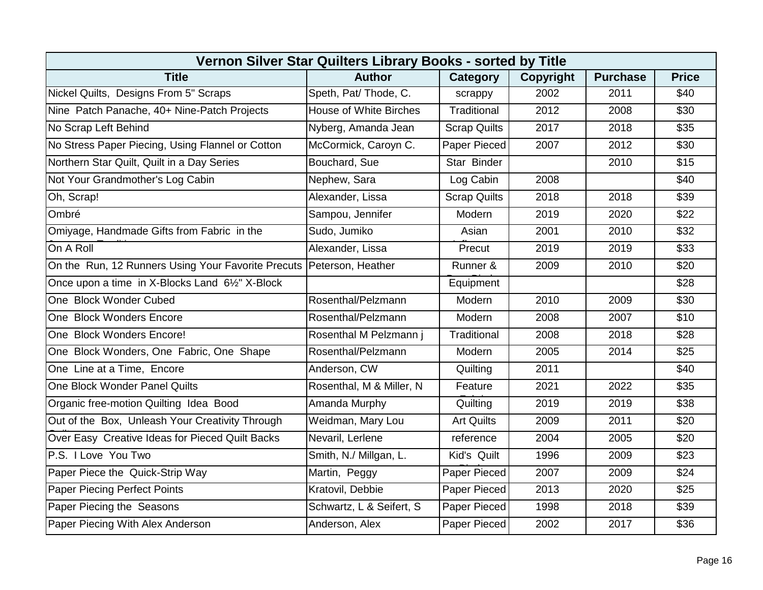| Vernon Silver Star Quilters Library Books - sorted by Title | | | | | |
|---|---|---|---|---|---|
| **Title** | **Author** | **Category** | **Copyright** | **Purchase** | **Price** |
| Nickel Quilts, Designs From 5" Scraps | Speth, Pat/ Thode, C. | scrappy | 2002 | 2011 | $40 |
| Nine Patch Panache, 40+ Nine-Patch Projects | House of White Birches | Traditional | 2012 | 2008 | $30 |
| No Scrap Left Behind | Nyberg, Amanda Jean | Scrap Quilts | 2017 | 2018 | $35 |
| No Stress Paper Piecing, Using Flannel or Cotton | McCormick, Caroyn C. | Paper Pieced | 2007 | 2012 | $30 |
| Northern Star Quilt, Quilt in a Day Series | Bouchard, Sue | Star Binder | | 2010 | $15 |
| Not Your Grandmother's Log Cabin | Nephew, Sara | Log Cabin | 2008 | | $40 |
| Oh, Scrap! | Alexander, Lissa | Scrap Quilts | 2018 | 2018 | $39 |
| Ombré | Sampou, Jennifer | Modern | 2019 | 2020 | $22 |
| Omiyage, Handmade Gifts from Fabric in the | Sudo, Jumiko | Asian | 2001 | 2010 | $32 |
| On A Roll | Alexander, Lissa | Precut | 2019 | 2019 | $33 |
| On the Run, 12 Runners Using Your Favorite Precuts | Peterson, Heather | Runner & | 2009 | 2010 | $20 |
| Once upon a time in X-Blocks Land 6½" X-Block | | Equipment | | | $28 |
| One Block Wonder Cubed | Rosenthal/Pelzmann | Modern | 2010 | 2009 | $30 |
| One Block Wonders Encore | Rosenthal/Pelzmann | Modern | 2008 | 2007 | $10 |
| One Block Wonders Encore! | Rosenthal M Pelzmann j | Traditional | 2008 | 2018 | $28 |
| One Block Wonders, One Fabric, One Shape | Rosenthal/Pelzmann | Modern | 2005 | 2014 | $25 |
| One Line at a Time, Encore | Anderson, CW | Quilting | 2011 | | $40 |
| One Block Wonder Panel Quilts | Rosenthal, M & Miller, N | Feature | 2021 | 2022 | $35 |
| Organic free-motion Quilting Idea Bood | Amanda Murphy | Quilting | 2019 | 2019 | $38 |
| Out of the Box, Unleash Your Creativity Through | Weidman, Mary Lou | Art Quilts | 2009 | 2011 | $20 |
| Over Easy Creative Ideas for Pieced Quilt Backs | Nevaril, Lerlene | reference | 2004 | 2005 | $20 |
| P.S. I Love You Two | Smith, N./ Millgan, L. | Kid's Quilt | 1996 | 2009 | $23 |
| Paper Piece the Quick-Strip Way | Martin, Peggy | Paper Pieced | 2007 | 2009 | $24 |
| Paper Piecing Perfect Points | Kratovil, Debbie | Paper Pieced | 2013 | 2020 | $25 |
| Paper Piecing the Seasons | Schwartz, L & Seifert, S | Paper Pieced | 1998 | 2018 | $39 |
| Paper Piecing With Alex Anderson | Anderson, Alex | Paper Pieced | 2002 | 2017 | $36 |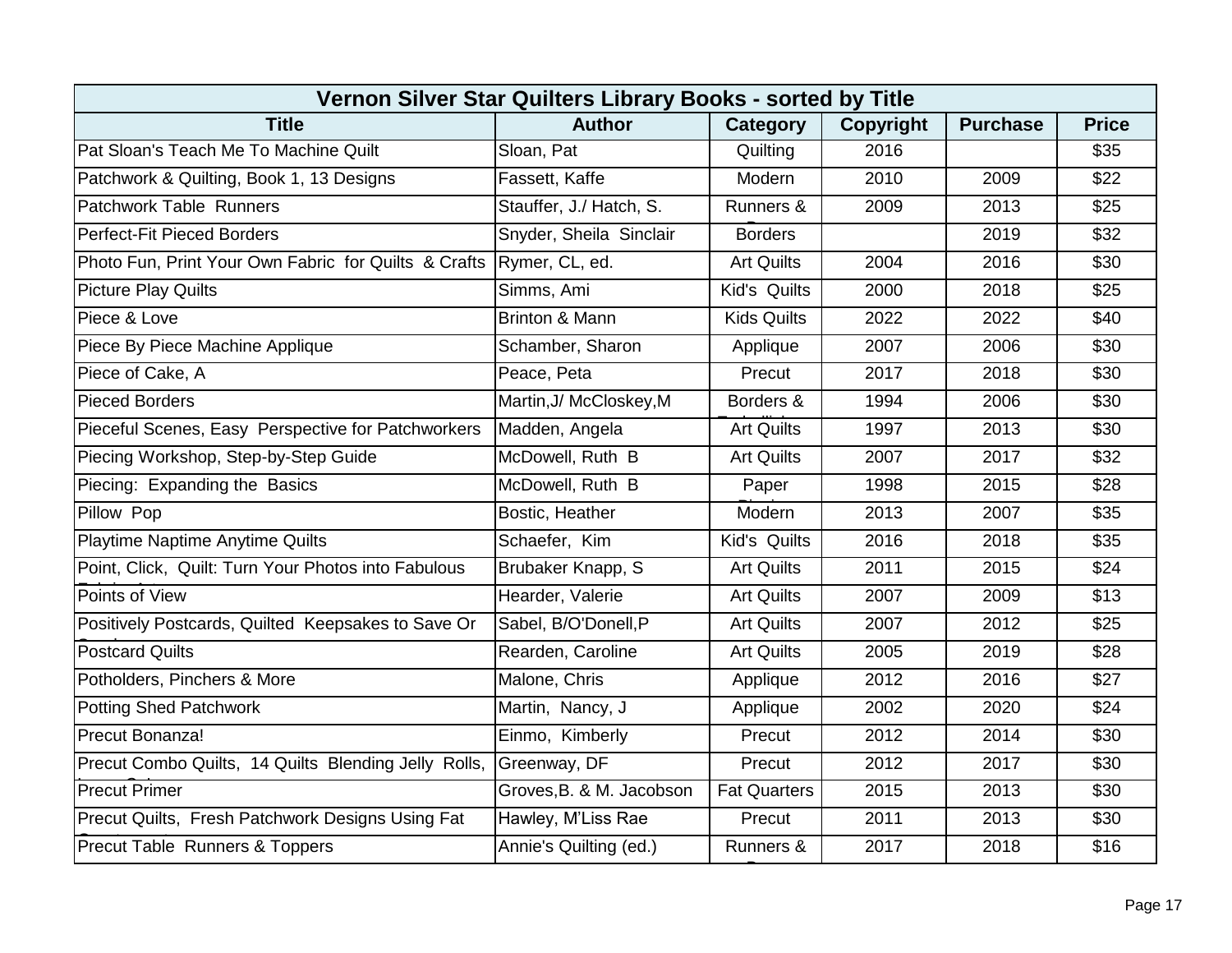| Vernon Silver Star Quilters Library Books - sorted by Title | | | | | |
|---|---|---|---|---|---|
| **Title** | **Author** | **Category** | **Copyright** | **Purchase** | **Price** |
| Pat Sloan's Teach Me To Machine Quilt | Sloan, Pat | Quilting | 2016 | | $35 |
| Patchwork & Quilting, Book 1, 13 Designs | Fassett, Kaffe | Modern | 2010 | 2009 | $22 |
| Patchwork Table Runners | Stauffer, J./ Hatch, S. | Runners & | 2009 | 2013 | $25 |
| Perfect-Fit Pieced Borders | Snyder, Sheila Sinclair | Borders | | 2019 | $32 |
| Photo Fun, Print Your Own Fabric for Quilts & Crafts | Rymer, CL, ed. | Art Quilts | 2004 | 2016 | $30 |
| Picture Play Quilts | Simms, Ami | Kid's Quilts | 2000 | 2018 | $25 |
| Piece & Love | Brinton & Mann | Kids Quilts | 2022 | 2022 | $40 |
| Piece By Piece Machine Applique | Schamber, Sharon | Applique | 2007 | 2006 | $30 |
| Piece of Cake, A | Peace, Peta | Precut | 2017 | 2018 | $30 |
| Pieced Borders | Martin,J/ McCloskey,M | Borders & | 1994 | 2006 | $30 |
| Pieceful Scenes, Easy Perspective for Patchworkers | Madden, Angela | Art Quilts | 1997 | 2013 | $30 |
| Piecing Workshop, Step-by-Step Guide | McDowell, Ruth B | Art Quilts | 2007 | 2017 | $32 |
| Piecing: Expanding the Basics | McDowell, Ruth B | Paper | 1998 | 2015 | $28 |
| Pillow Pop | Bostic, Heather | Modern | 2013 | 2007 | $35 |
| Playtime Naptime Anytime Quilts | Schaefer, Kim | Kid's Quilts | 2016 | 2018 | $35 |
| Point, Click, Quilt: Turn Your Photos into Fabulous | Brubaker Knapp, S | Art Quilts | 2011 | 2015 | $24 |
| Points of View | Hearder, Valerie | Art Quilts | 2007 | 2009 | $13 |
| Positively Postcards, Quilted Keepsakes to Save Or | Sabel, B/O'Donell,P | Art Quilts | 2007 | 2012 | $25 |
| Postcard Quilts | Rearden, Caroline | Art Quilts | 2005 | 2019 | $28 |
| Potholders, Pinchers & More | Malone, Chris | Applique | 2012 | 2016 | $27 |
| Potting Shed Patchwork | Martin, Nancy, J | Applique | 2002 | 2020 | $24 |
| Precut Bonanza! | Einmo, Kimberly | Precut | 2012 | 2014 | $30 |
| Precut Combo Quilts, 14 Quilts Blending Jelly Rolls, | Greenway, DF | Precut | 2012 | 2017 | $30 |
| Precut Primer | Groves,B. & M. Jacobson | Fat Quarters | 2015 | 2013 | $30 |
| Precut Quilts, Fresh Patchwork Designs Using Fat | Hawley, M'Liss Rae | Precut | 2011 | 2013 | $30 |
| Precut Table Runners & Toppers | Annie's Quilting (ed.) | Runners & | 2017 | 2018 | $16 |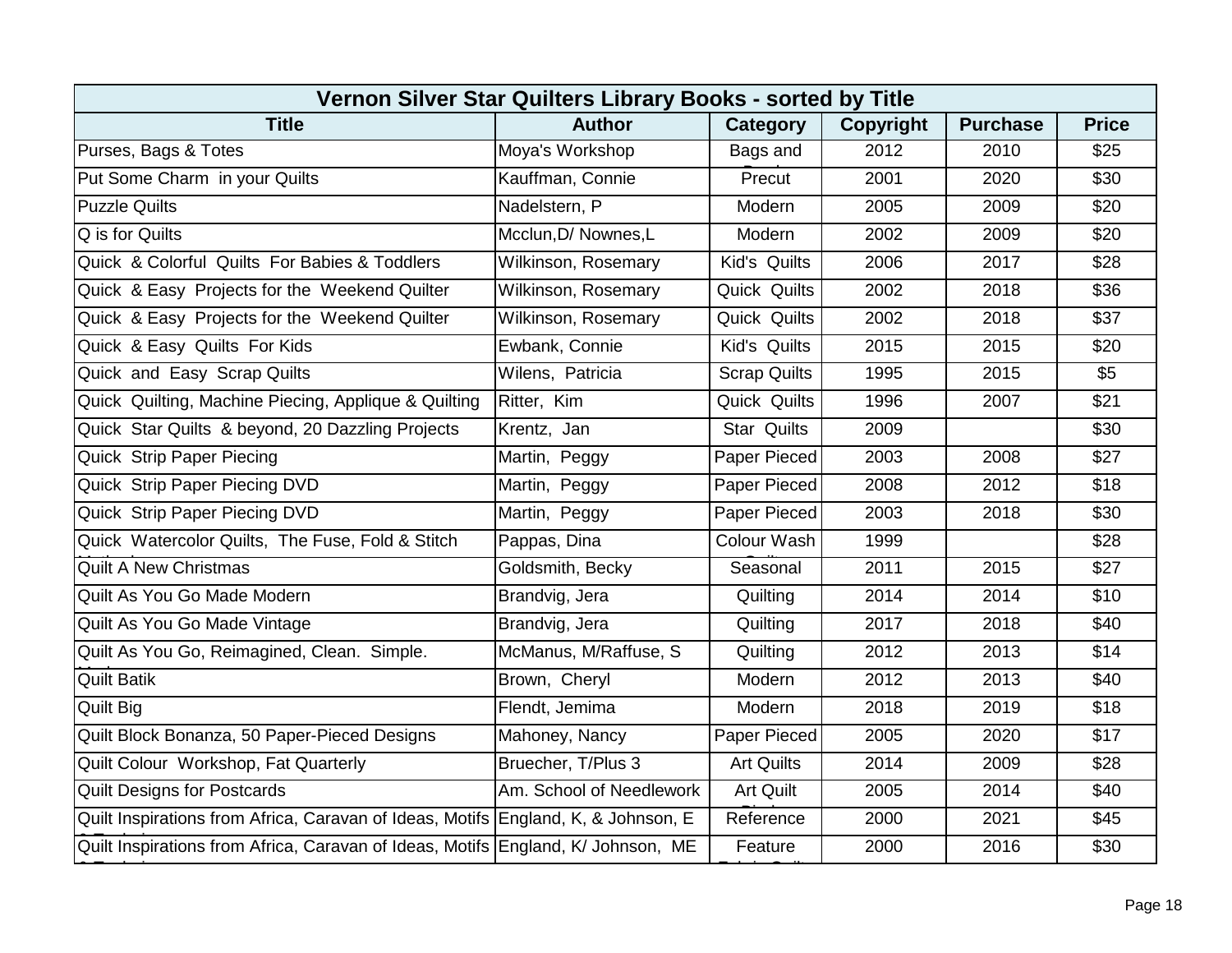| Vernon Silver Star Quilters Library Books - sorted by Title | | | | | |
|---|---|---|---|---|---|
| **Title** | **Author** | **Category** | **Copyright** | **Purchase** | **Price** |
| Purses, Bags & Totes | Moya's Workshop | Bags and | 2012 | 2010 | $25 |
| Put Some Charm in your Quilts | Kauffman, Connie | Precut | 2001 | 2020 | $30 |
| Puzzle Quilts | Nadelstern, P | Modern | 2005 | 2009 | $20 |
| Q is for Quilts | Mcclun,D/ Nownes,L | Modern | 2002 | 2009 | $20 |
| Quick & Colorful Quilts For Babies & Toddlers | Wilkinson, Rosemary | Kid's Quilts | 2006 | 2017 | $28 |
| Quick & Easy Projects for the Weekend Quilter | Wilkinson, Rosemary | Quick Quilts | 2002 | 2018 | $36 |
| Quick & Easy Projects for the Weekend Quilter | Wilkinson, Rosemary | Quick Quilts | 2002 | 2018 | $37 |
| Quick & Easy Quilts For Kids | Ewbank, Connie | Kid's Quilts | 2015 | 2015 | $20 |
| Quick and Easy Scrap Quilts | Wilens, Patricia | Scrap Quilts | 1995 | 2015 | $5 |
| Quick Quilting, Machine Piecing, Applique & Quilting | Ritter, Kim | Quick Quilts | 1996 | 2007 | $21 |
| Quick Star Quilts & beyond, 20 Dazzling Projects | Krentz, Jan | Star Quilts | 2009 | | $30 |
| Quick Strip Paper Piecing | Martin, Peggy | Paper Pieced | 2003 | 2008 | $27 |
| Quick Strip Paper Piecing DVD | Martin, Peggy | Paper Pieced | 2008 | 2012 | $18 |
| Quick Strip Paper Piecing DVD | Martin, Peggy | Paper Pieced | 2003 | 2018 | $30 |
| Quick Watercolor Quilts, The Fuse, Fold & Stitch | Pappas, Dina | Colour Wash | 1999 | | $28 |
| Quilt A New Christmas | Goldsmith, Becky | Seasonal | 2011 | 2015 | $27 |
| Quilt As You Go Made Modern | Brandvig, Jera | Quilting | 2014 | 2014 | $10 |
| Quilt As You Go Made Vintage | Brandvig, Jera | Quilting | 2017 | 2018 | $40 |
| Quilt As You Go, Reimagined, Clean. Simple. | McManus, M/Raffuse, S | Quilting | 2012 | 2013 | $14 |
| Quilt Batik | Brown, Cheryl | Modern | 2012 | 2013 | $40 |
| Quilt Big | Flendt, Jemima | Modern | 2018 | 2019 | $18 |
| Quilt Block Bonanza, 50 Paper-Pieced Designs | Mahoney, Nancy | Paper Pieced | 2005 | 2020 | $17 |
| Quilt Colour Workshop, Fat Quarterly | Bruecher, T/Plus 3 | Art Quilts | 2014 | 2009 | $28 |
| Quilt Designs for Postcards | Am. School of Needlework | Art Quilt | 2005 | 2014 | $40 |
| Quilt Inspirations from Africa, Caravan of Ideas, Motifs | England, K, & Johnson, E | Reference | 2000 | 2021 | $45 |
| Quilt Inspirations from Africa, Caravan of Ideas, Motifs | England, K/ Johnson, ME | Feature | 2000 | 2016 | $30 |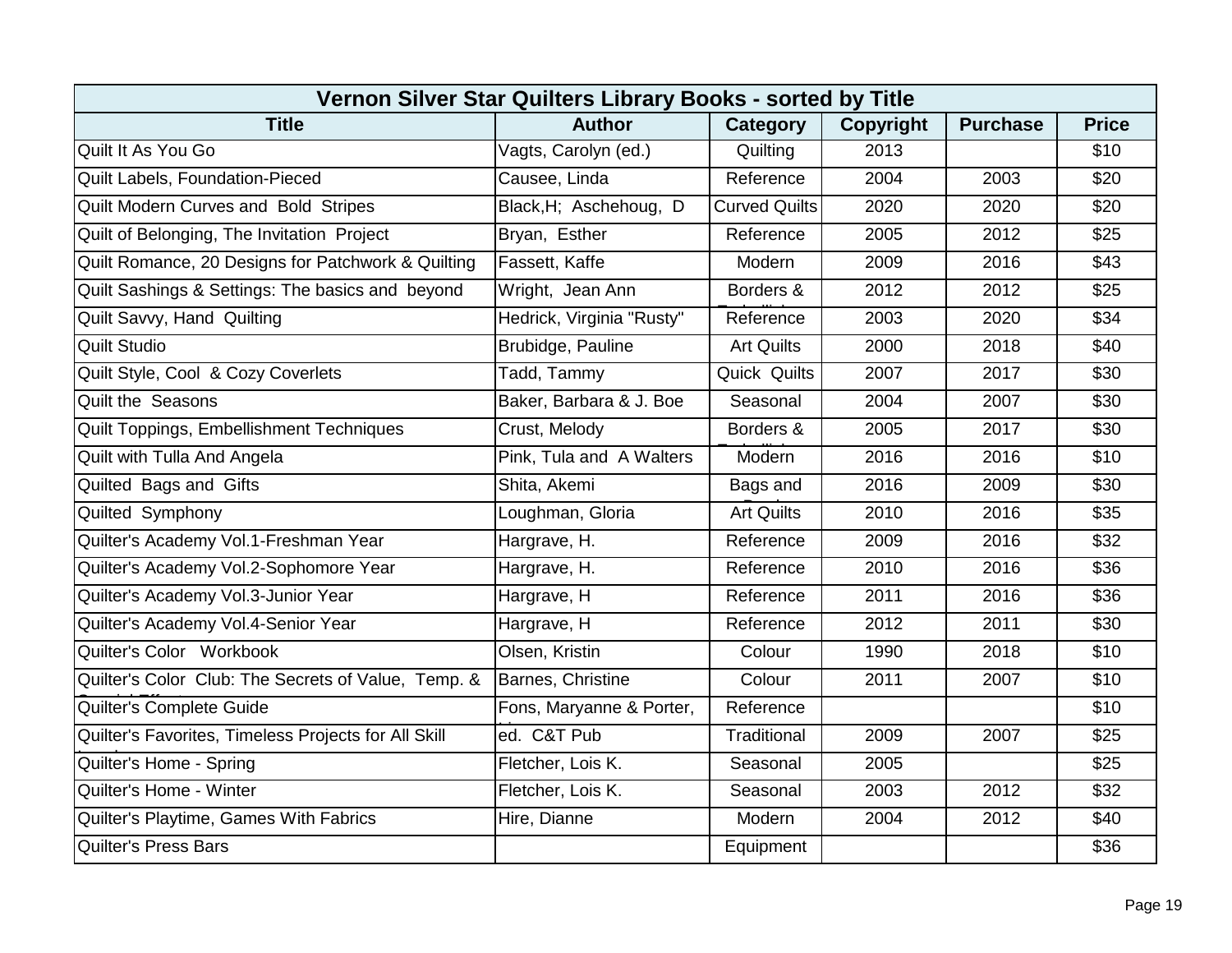| Vernon Silver Star Quilters Library Books - sorted by Title | | | | | |
|---|---|---|---|---|---|
| **Title** | **Author** | **Category** | **Copyright** | **Purchase** | **Price** |
| Quilt It As You Go | Vagts, Carolyn (ed.) | Quilting | 2013 | | $10 |
| Quilt Labels, Foundation-Pieced | Causee, Linda | Reference | 2004 | 2003 | $20 |
| Quilt Modern Curves and Bold Stripes | Black,H; Aschehoug, D | Curved Quilts | 2020 | 2020 | $20 |
| Quilt of Belonging, The Invitation Project | Bryan, Esther | Reference | 2005 | 2012 | $25 |
| Quilt Romance, 20 Designs for Patchwork & Quilting | Fassett, Kaffe | Modern | 2009 | 2016 | $43 |
| Quilt Sashings & Settings: The basics and beyond | Wright, Jean Ann | Borders & | 2012 | 2012 | $25 |
| Quilt Savvy, Hand Quilting | Hedrick, Virginia "Rusty" | Reference | 2003 | 2020 | $34 |
| Quilt Studio | Brubidge, Pauline | Art Quilts | 2000 | 2018 | $40 |
| Quilt Style, Cool & Cozy Coverlets | Tadd, Tammy | Quick Quilts | 2007 | 2017 | $30 |
| Quilt the Seasons | Baker, Barbara & J. Boe | Seasonal | 2004 | 2007 | $30 |
| Quilt Toppings, Embellishment Techniques | Crust, Melody | Borders & | 2005 | 2017 | $30 |
| Quilt with Tulla And Angela | Pink, Tula and A Walters | Modern | 2016 | 2016 | $10 |
| Quilted Bags and Gifts | Shita, Akemi | Bags and | 2016 | 2009 | $30 |
| Quilted Symphony | Loughman, Gloria | Art Quilts | 2010 | 2016 | $35 |
| Quilter's Academy Vol.1-Freshman Year | Hargrave, H. | Reference | 2009 | 2016 | $32 |
| Quilter's Academy Vol.2-Sophomore Year | Hargrave, H. | Reference | 2010 | 2016 | $36 |
| Quilter's Academy Vol.3-Junior Year | Hargrave, H | Reference | 2011 | 2016 | $36 |
| Quilter's Academy Vol.4-Senior Year | Hargrave, H | Reference | 2012 | 2011 | $30 |
| Quilter's Color Workbook | Olsen, Kristin | Colour | 1990 | 2018 | $10 |
| Quilter's Color Club: The Secrets of Value, Temp. & | Barnes, Christine | Colour | 2011 | 2007 | $10 |
| Quilter's Complete Guide | Fons, Maryanne & Porter, | Reference | | | $10 |
| Quilter's Favorites, Timeless Projects for All Skill | ed. C&T Pub | Traditional | 2009 | 2007 | $25 |
| Quilter's Home - Spring | Fletcher, Lois K. | Seasonal | 2005 | | $25 |
| Quilter's Home - Winter | Fletcher, Lois K. | Seasonal | 2003 | 2012 | $32 |
| Quilter's Playtime, Games With Fabrics | Hire, Dianne | Modern | 2004 | 2012 | $40 |
| Quilter's Press Bars | | Equipment | | | $36 |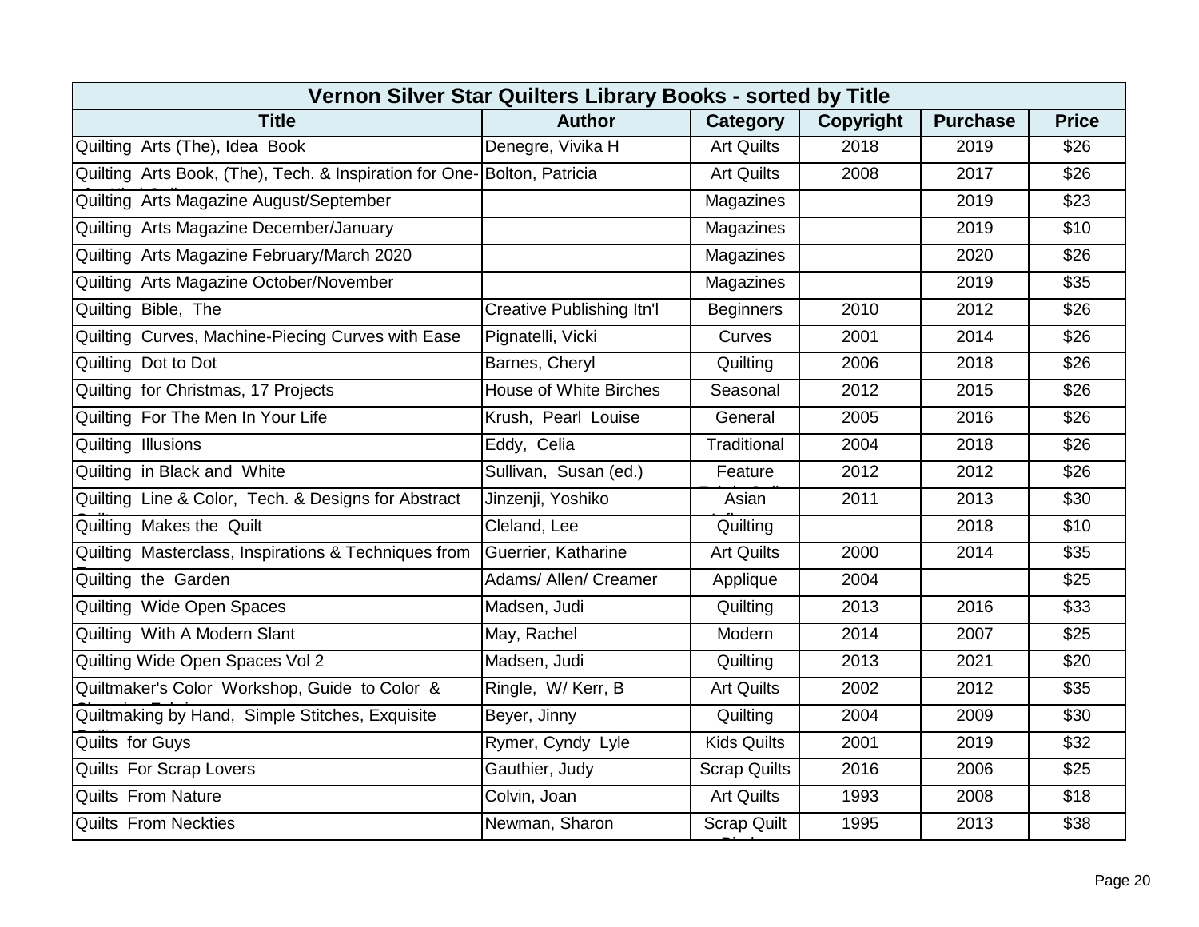| Vernon Silver Star Quilters Library Books - sorted by Title | | | | | |
|---|---|---|---|---|---|
| **Title** | **Author** | **Category** | **Copyright** | **Purchase** | **Price** |
| Quilting Arts (The), Idea Book | Denegre, Vivika H | Art Quilts | 2018 | 2019 | $26 |
| Quilting Arts Book, (The), Tech. & Inspiration for One-of-a-Kind Quilts | Bolton, Patricia | Art Quilts | 2008 | 2017 | $26 |
| Quilting Arts Magazine August/September | | Magazines | | 2019 | $23 |
| Quilting Arts Magazine December/January | | Magazines | | 2019 | $10 |
| Quilting Arts Magazine February/March 2020 | | Magazines | | 2020 | $26 |
| Quilting Arts Magazine October/November | | Magazines | | 2019 | $35 |
| Quilting Bible, The | Creative Publishing Itn'l | Beginners | 2010 | 2012 | $26 |
| Quilting Curves, Machine-Piecing Curves with Ease | Pignatelli, Vicki | Curves | 2001 | 2014 | $26 |
| Quilting Dot to Dot | Barnes, Cheryl | Quilting | 2006 | 2018 | $26 |
| Quilting for Christmas, 17 Projects | House of White Birches | Seasonal | 2012 | 2015 | $26 |
| Quilting For The Men In Your Life | Krush, Pearl Louise | General | 2005 | 2016 | $26 |
| Quilting Illusions | Eddy, Celia | Traditional | 2004 | 2018 | $26 |
| Quilting in Black and White | Sullivan, Susan (ed.) | Feature Fabric Quilts | 2012 | 2012 | $26 |
| Quilting Line & Color, Tech. & Designs for Abstract Quilts | Jinzenji, Yoshiko | Asian Influence | 2011 | 2013 | $30 |
| Quilting Makes the Quilt | Cleland, Lee | Quilting | | 2018 | $10 |
| Quilting Masterclass, Inspirations & Techniques from Experts | Guerrier, Katharine | Art Quilts | 2000 | 2014 | $35 |
| Quilting the Garden | Adams/ Allen/ Creamer | Applique | 2004 | | $25 |
| Quilting Wide Open Spaces | Madsen, Judi | Quilting | 2013 | 2016 | $33 |
| Quilting With A Modern Slant | May, Rachel | Modern | 2014 | 2007 | $25 |
| Quilting Wide Open Spaces Vol 2 | Madsen, Judi | Quilting | 2013 | 2021 | $20 |
| Quiltmaker's Color Workshop, Guide to Color & Choosing Fabrics | Ringle, W/ Kerr, B | Art Quilts | 2002 | 2012 | $35 |
| Quiltmaking by Hand, Simple Stitches, Exquisite Quilts | Beyer, Jinny | Quilting | 2004 | 2009 | $30 |
| Quilts for Guys | Rymer, Cyndy Lyle | Kids Quilts | 2001 | 2019 | $32 |
| Quilts For Scrap Lovers | Gauthier, Judy | Scrap Quilts | 2016 | 2006 | $25 |
| Quilts From Nature | Colvin, Joan | Art Quilts | 1993 | 2008 | $18 |
| Quilts From Neckties | Newman, Sharon | Scrap Quilt Dispaly | 1995 | 2013 | $38 |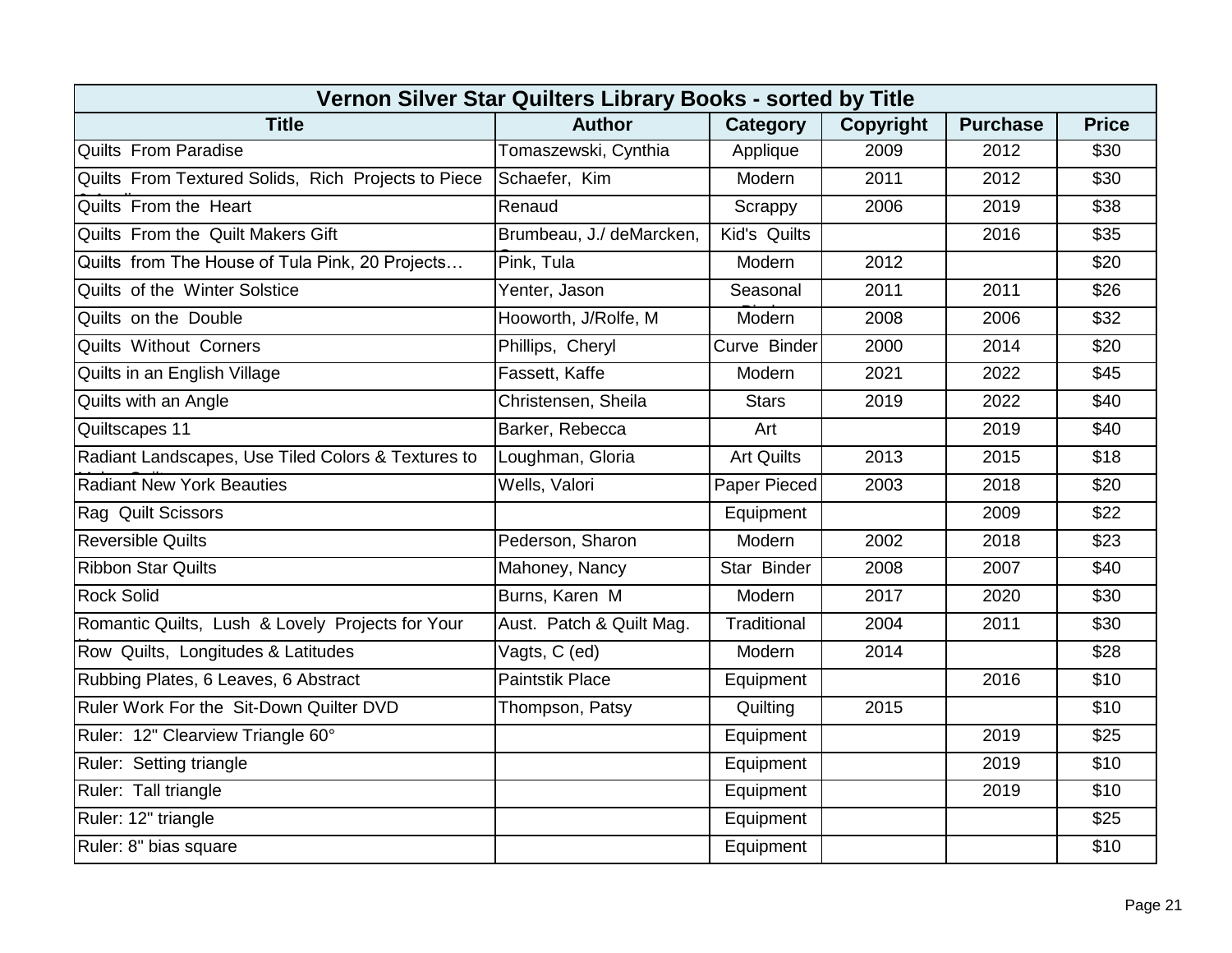| Vernon Silver Star Quilters Library Books - sorted by Title | | | | | |
|---|---|---|---|---|---|
| **Title** | **Author** | **Category** | **Copyright** | **Purchase** | **Price** |
| Quilts From Paradise | Tomaszewski, Cynthia | Applique | 2009 | 2012 | $30 |
| Quilts From Textured Solids, Rich Projects to Piece | Schaefer, Kim | Modern | 2011 | 2012 | $30 |
| Quilts From the Heart | Renaud | Scrappy | 2006 | 2019 | $38 |
| Quilts From the Quilt Makers Gift | Brumbeau, J./ deMarcken, | Kid's Quilts | | 2016 | $35 |
| Quilts from The House of Tula Pink, 20 Projects… | Pink, Tula | Modern | 2012 | | $20 |
| Quilts of the Winter Solstice | Yenter, Jason | Seasonal | 2011 | 2011 | $26 |
| Quilts on the Double | Hooworth, J/Rolfe, M | Modern | 2008 | 2006 | $32 |
| Quilts Without Corners | Phillips, Cheryl | Curve Binder | 2000 | 2014 | $20 |
| Quilts in an English Village | Fassett, Kaffe | Modern | 2021 | 2022 | $45 |
| Quilts with an Angle | Christensen, Sheila | Stars | 2019 | 2022 | $40 |
| Quiltscapes 11 | Barker, Rebecca | Art | | 2019 | $40 |
| Radiant Landscapes, Use Tiled Colors & Textures to | Loughman, Gloria | Art Quilts | 2013 | 2015 | $18 |
| Radiant New York Beauties | Wells, Valori | Paper Pieced | 2003 | 2018 | $20 |
| Rag Quilt Scissors | | Equipment | | 2009 | $22 |
| Reversible Quilts | Pederson, Sharon | Modern | 2002 | 2018 | $23 |
| Ribbon Star Quilts | Mahoney, Nancy | Star Binder | 2008 | 2007 | $40 |
| Rock Solid | Burns, Karen M | Modern | 2017 | 2020 | $30 |
| Romantic Quilts, Lush & Lovely Projects for Your | Aust. Patch & Quilt Mag. | Traditional | 2004 | 2011 | $30 |
| Row Quilts, Longitudes & Latitudes | Vagts, C (ed) | Modern | 2014 | | $28 |
| Rubbing Plates, 6 Leaves, 6 Abstract | Paintstik Place | Equipment | | 2016 | $10 |
| Ruler Work For the Sit-Down Quilter DVD | Thompson, Patsy | Quilting | 2015 | | $10 |
| Ruler: 12" Clearview Triangle 60° | | Equipment | | 2019 | $25 |
| Ruler: Setting triangle | | Equipment | | 2019 | $10 |
| Ruler: Tall triangle | | Equipment | | 2019 | $10 |
| Ruler: 12" triangle | | Equipment | | | $25 |
| Ruler: 8" bias square | | Equipment | | | $10 |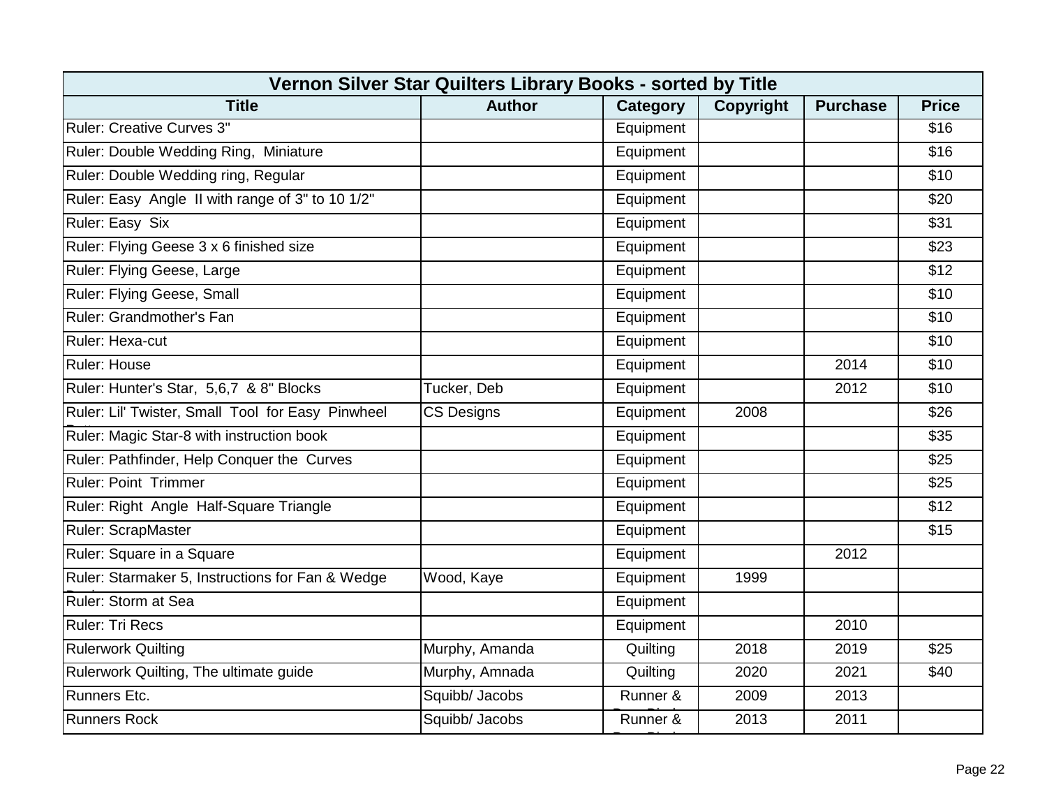| Vernon Silver Star Quilters Library Books - sorted by Title | | | | | |
|---|---|---|---|---|---|
| **Title** | **Author** | **Category** | **Copyright** | **Purchase** | **Price** |
| Ruler: Creative Curves 3" | | Equipment | | | $16 |
| Ruler: Double Wedding Ring, Miniature | | Equipment | | | $16 |
| Ruler: Double Wedding ring, Regular | | Equipment | | | $10 |
| Ruler: Easy Angle II with range of 3" to 10 1/2" | | Equipment | | | $20 |
| Ruler: Easy Six | | Equipment | | | $31 |
| Ruler: Flying Geese 3 x 6 finished size | | Equipment | | | $23 |
| Ruler: Flying Geese, Large | | Equipment | | | $12 |
| Ruler: Flying Geese, Small | | Equipment | | | $10 |
| Ruler: Grandmother's Fan | | Equipment | | | $10 |
| Ruler: Hexa-cut | | Equipment | | | $10 |
| Ruler: House | | Equipment | | 2014 | $10 |
| Ruler: Hunter's Star, 5,6,7 & 8" Blocks | Tucker, Deb | Equipment | | 2012 | $10 |
| Ruler: Lil' Twister, Small Tool for Easy Pinwheel Patterns | CS Designs | Equipment | 2008 | | $26 |
| Ruler: Magic Star-8 with instruction book | | Equipment | | | $35 |
| Ruler: Pathfinder, Help Conquer the Curves | | Equipment | | | $25 |
| Ruler: Point Trimmer | | Equipment | | | $25 |
| Ruler: Right Angle Half-Square Triangle | | Equipment | | | $12 |
| Ruler: ScrapMaster | | Equipment | | | $15 |
| Ruler: Square in a Square | | Equipment | | 2012 | |
| Ruler: Starmaker 5, Instructions for Fan & Wedge Designs | Wood, Kaye | Equipment | 1999 | | |
| Ruler: Storm at Sea | | Equipment | | | |
| Ruler: Tri Recs | | Equipment | | 2010 | |
| Rulerwork Quilting | Murphy, Amanda | Quilting | 2018 | 2019 | $25 |
| Rulerwork Quilting, The ultimate guide | Murphy, Amnada | Quilting | 2020 | 2021 | $40 |
| Runners Etc. | Squibb/ Jacobs | Runner & Door Block | 2009 | 2013 | |
| Runners Rock | Squibb/ Jacobs | Runner & Door Block | 2013 | 2011 | |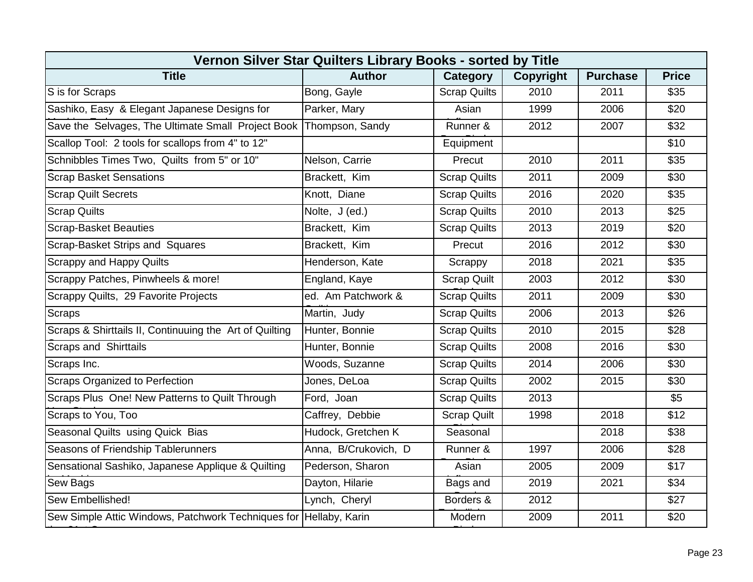| Vernon Silver Star Quilters Library Books - sorted by Title | | | | | |
|---|---|---|---|---|---|
| **Title** | **Author** | **Category** | **Copyright** | **Purchase** | **Price** |
| S is for Scraps | Bong, Gayle | Scrap Quilts | 2010 | 2011 | $35 |
| Sashiko, Easy & Elegant Japanese Designs for | Parker, Mary | Asian | 1999 | 2006 | $20 |
| Save the Selvages, The Ultimate Small Project Book | Thompson, Sandy | Runner & | 2012 | 2007 | $32 |
| Scallop Tool: 2 tools for scallops from 4" to 12" | | Equipment | | | $10 |
| Schnibbles Times Two, Quilts from 5" or 10" | Nelson, Carrie | Precut | 2010 | 2011 | $35 |
| Scrap Basket Sensations | Brackett, Kim | Scrap Quilts | 2011 | 2009 | $30 |
| Scrap Quilt Secrets | Knott, Diane | Scrap Quilts | 2016 | 2020 | $35 |
| Scrap Quilts | Nolte, J (ed.) | Scrap Quilts | 2010 | 2013 | $25 |
| Scrap-Basket Beauties | Brackett, Kim | Scrap Quilts | 2013 | 2019 | $20 |
| Scrap-Basket Strips and Squares | Brackett, Kim | Precut | 2016 | 2012 | $30 |
| Scrappy and Happy Quilts | Henderson, Kate | Scrappy | 2018 | 2021 | $35 |
| Scrappy Patches, Pinwheels & more! | England, Kaye | Scrap Quilt | 2003 | 2012 | $30 |
| Scrappy Quilts, 29 Favorite Projects | ed. Am Patchwork & | Scrap Quilts | 2011 | 2009 | $30 |
| Scraps | Martin, Judy | Scrap Quilts | 2006 | 2013 | $26 |
| Scraps & Shirttails II, Continuuing the Art of Quilting | Hunter, Bonnie | Scrap Quilts | 2010 | 2015 | $28 |
| Scraps and Shirttails | Hunter, Bonnie | Scrap Quilts | 2008 | 2016 | $30 |
| Scraps Inc. | Woods, Suzanne | Scrap Quilts | 2014 | 2006 | $30 |
| Scraps Organized to Perfection | Jones, DeLoa | Scrap Quilts | 2002 | 2015 | $30 |
| Scraps Plus One! New Patterns to Quilt Through | Ford, Joan | Scrap Quilts | 2013 | | $5 |
| Scraps to You, Too | Caffrey, Debbie | Scrap Quilt | 1998 | 2018 | $12 |
| Seasonal Quilts using Quick Bias | Hudock, Gretchen K | Seasonal | | 2018 | $38 |
| Seasons of Friendship Tablerunners | Anna, B/Crukovich, D | Runner & | 1997 | 2006 | $28 |
| Sensational Sashiko, Japanese Applique & Quilting | Pederson, Sharon | Asian | 2005 | 2009 | $17 |
| Sew Bags | Dayton, Hilarie | Bags and | 2019 | 2021 | $34 |
| Sew Embellished! | Lynch, Cheryl | Borders & | 2012 | | $27 |
| Sew Simple Attic Windows, Patchwork Techniques for | Hellaby, Karin | Modern | 2009 | 2011 | $20 |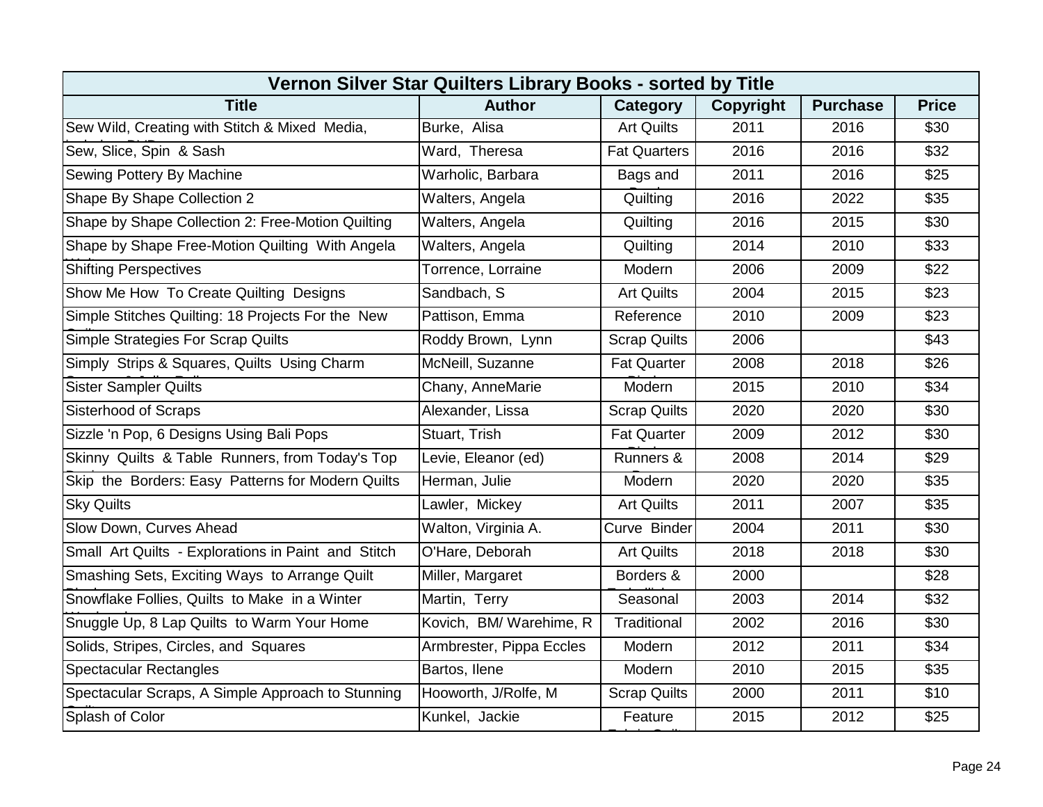| Vernon Silver Star Quilters Library Books - sorted by Title | | | | | |
|---|---|---|---|---|---|
| **Title** | **Author** | **Category** | **Copyright** | **Purchase** | **Price** |
| Sew Wild, Creating with Stitch & Mixed Media, | Burke, Alisa | Art Quilts | 2011 | 2016 | $30 |
| Sew, Slice, Spin & Sash | Ward, Theresa | Fat Quarters | 2016 | 2016 | $32 |
| Sewing Pottery By Machine | Warholic, Barbara | Bags and | 2011 | 2016 | $25 |
| Shape By Shape Collection 2 | Walters, Angela | Quilting | 2016 | 2022 | $35 |
| Shape by Shape Collection 2: Free-Motion Quilting | Walters, Angela | Quilting | 2016 | 2015 | $30 |
| Shape by Shape Free-Motion Quilting With Angela | Walters, Angela | Quilting | 2014 | 2010 | $33 |
| Shifting Perspectives | Torrence, Lorraine | Modern | 2006 | 2009 | $22 |
| Show Me How To Create Quilting Designs | Sandbach, S | Art Quilts | 2004 | 2015 | $23 |
| Simple Stitches Quilting: 18 Projects For the New | Pattison, Emma | Reference | 2010 | 2009 | $23 |
| Simple Strategies For Scrap Quilts | Roddy Brown, Lynn | Scrap Quilts | 2006 | | $43 |
| Simply Strips & Squares, Quilts Using Charm | McNeill, Suzanne | Fat Quarter | 2008 | 2018 | $26 |
| Sister Sampler Quilts | Chany, AnneMarie | Modern | 2015 | 2010 | $34 |
| Sisterhood of Scraps | Alexander, Lissa | Scrap Quilts | 2020 | 2020 | $30 |
| Sizzle 'n Pop, 6 Designs Using Bali Pops | Stuart, Trish | Fat Quarter | 2009 | 2012 | $30 |
| Skinny Quilts & Table Runners, from Today's Top | Levie, Eleanor (ed) | Runners & | 2008 | 2014 | $29 |
| Skip the Borders: Easy Patterns for Modern Quilts | Herman, Julie | Modern | 2020 | 2020 | $35 |
| Sky Quilts | Lawler, Mickey | Art Quilts | 2011 | 2007 | $35 |
| Slow Down, Curves Ahead | Walton, Virginia A. | Curve Binder | 2004 | 2011 | $30 |
| Small Art Quilts - Explorations in Paint and Stitch | O'Hare, Deborah | Art Quilts | 2018 | 2018 | $30 |
| Smashing Sets, Exciting Ways to Arrange Quilt | Miller, Margaret | Borders & | 2000 | | $28 |
| Snowflake Follies, Quilts to Make in a Winter | Martin, Terry | Seasonal | 2003 | 2014 | $32 |
| Snuggle Up, 8 Lap Quilts to Warm Your Home | Kovich, BM/ Warehime, R | Traditional | 2002 | 2016 | $30 |
| Solids, Stripes, Circles, and Squares | Armbrester, Pippa Eccles | Modern | 2012 | 2011 | $34 |
| Spectacular Rectangles | Bartos, Ilene | Modern | 2010 | 2015 | $35 |
| Spectacular Scraps, A Simple Approach to Stunning | Hooworth, J/Rolfe, M | Scrap Quilts | 2000 | 2011 | $10 |
| Splash of Color | Kunkel, Jackie | Feature | 2015 | 2012 | $25 |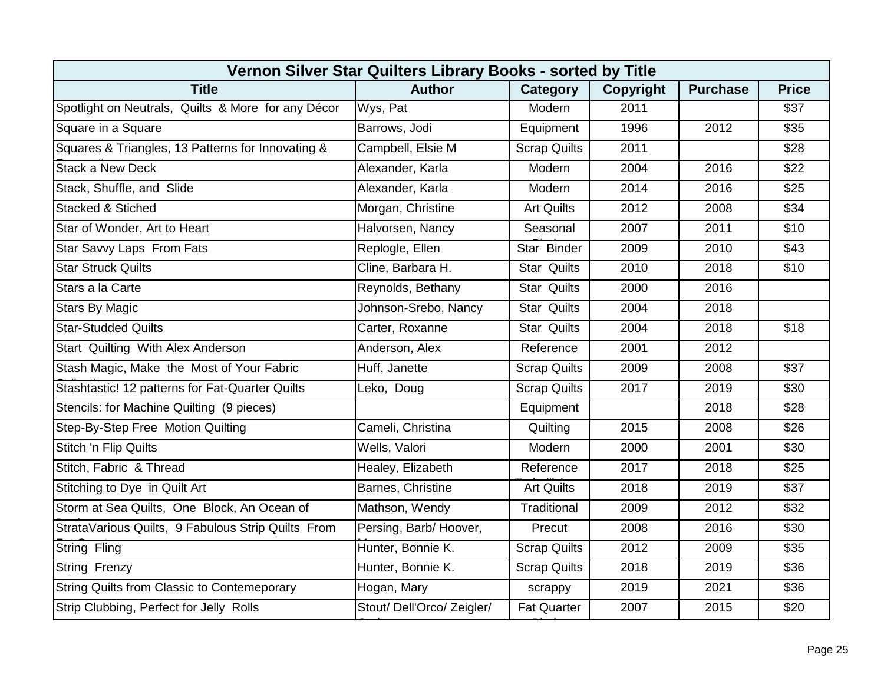| Vernon Silver Star Quilters Library Books - sorted by Title | | | | | |
|---|---|---|---|---|---|
| **Title** | **Author** | **Category** | **Copyright** | **Purchase** | **Price** |
| Spotlight on Neutrals, Quilts & More for any Décor | Wys, Pat | Modern | 2011 | | $37 |
| Square in a Square | Barrows, Jodi | Equipment | 1996 | 2012 | $35 |
| Squares & Triangles, 13 Patterns for Innovating & | Campbell, Elsie M | Scrap Quilts | 2011 | | $28 |
| Stack a New Deck | Alexander, Karla | Modern | 2004 | 2016 | $22 |
| Stack, Shuffle, and Slide | Alexander, Karla | Modern | 2014 | 2016 | $25 |
| Stacked & Stiched | Morgan, Christine | Art Quilts | 2012 | 2008 | $34 |
| Star of Wonder, Art to Heart | Halvorsen, Nancy | Seasonal | 2007 | 2011 | $10 |
| Star Savvy Laps From Fats | Replogle, Ellen | Star Binder | 2009 | 2010 | $43 |
| Star Struck Quilts | Cline, Barbara H. | Star Quilts | 2010 | 2018 | $10 |
| Stars a la Carte | Reynolds, Bethany | Star Quilts | 2000 | 2016 | |
| Stars By Magic | Johnson-Srebo, Nancy | Star Quilts | 2004 | 2018 | |
| Star-Studded Quilts | Carter, Roxanne | Star Quilts | 2004 | 2018 | $18 |
| Start Quilting With Alex Anderson | Anderson, Alex | Reference | 2001 | 2012 | |
| Stash Magic, Make the Most of Your Fabric | Huff, Janette | Scrap Quilts | 2009 | 2008 | $37 |
| Stashtastic! 12 patterns for Fat-Quarter Quilts | Leko, Doug | Scrap Quilts | 2017 | 2019 | $30 |
| Stencils: for Machine Quilting (9 pieces) | | Equipment | | 2018 | $28 |
| Step-By-Step Free Motion Quilting | Cameli, Christina | Quilting | 2015 | 2008 | $26 |
| Stitch 'n Flip Quilts | Wells, Valori | Modern | 2000 | 2001 | $30 |
| Stitch, Fabric & Thread | Healey, Elizabeth | Reference | 2017 | 2018 | $25 |
| Stitching to Dye in Quilt Art | Barnes, Christine | Art Quilts | 2018 | 2019 | $37 |
| Storm at Sea Quilts, One Block, An Ocean of | Mathson, Wendy | Traditional | 2009 | 2012 | $32 |
| StrataVarious Quilts, 9 Fabulous Strip Quilts From | Persing, Barb/ Hoover, | Precut | 2008 | 2016 | $30 |
| String Fling | Hunter, Bonnie K. | Scrap Quilts | 2012 | 2009 | $35 |
| String Frenzy | Hunter, Bonnie K. | Scrap Quilts | 2018 | 2019 | $36 |
| String Quilts from Classic to Contemeporary | Hogan, Mary | scrappy | 2019 | 2021 | $36 |
| Strip Clubbing, Perfect for Jelly Rolls | Stout/ Dell'Orco/ Zeigler/ | Fat Quarter | 2007 | 2015 | $20 |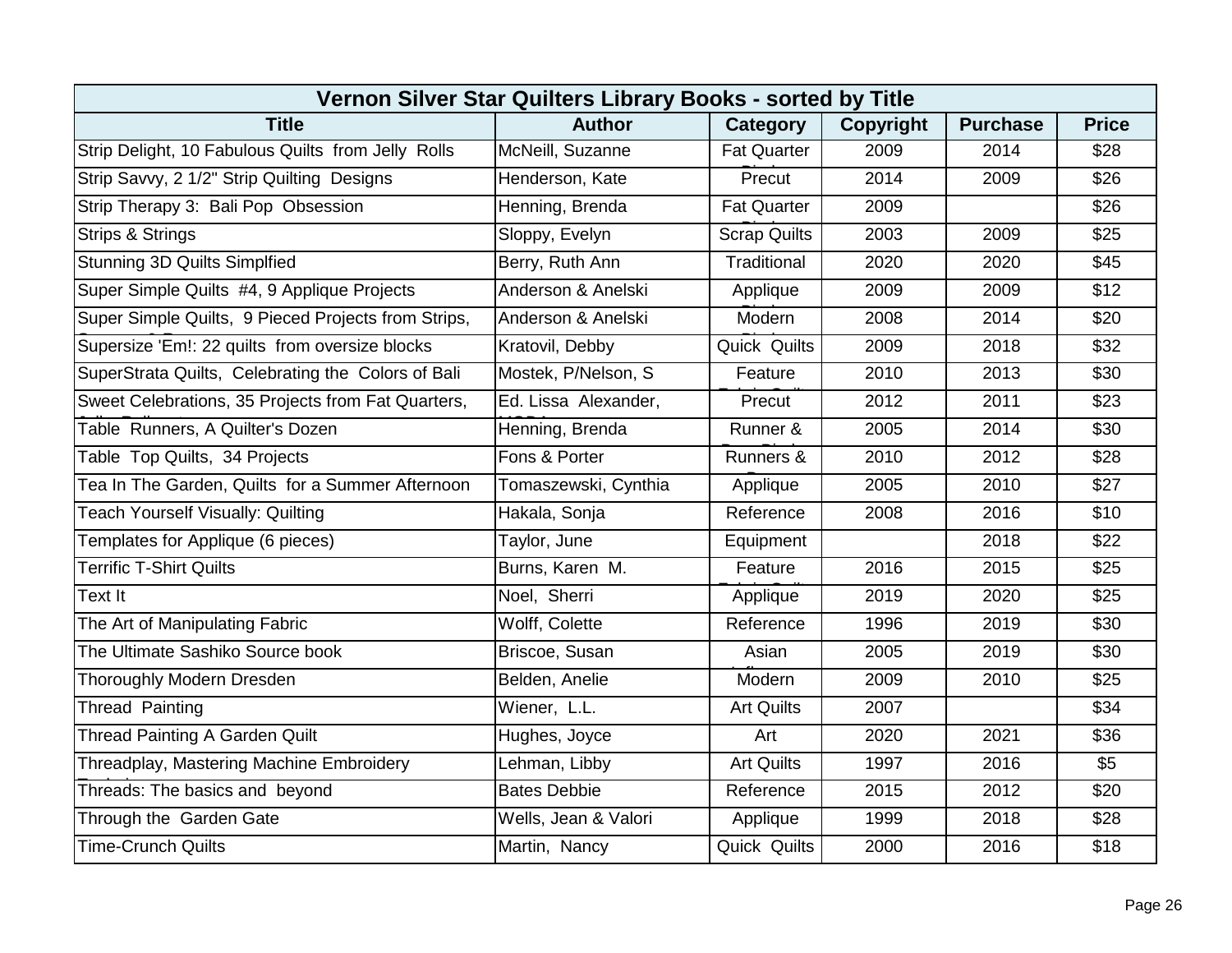| Vernon Silver Star Quilters Library Books - sorted by Title | | | | | |
|---|---|---|---|---|---|
| **Title** | **Author** | **Category** | **Copyright** | **Purchase** | **Price** |
| Strip Delight, 10 Fabulous Quilts from Jelly Rolls | McNeill, Suzanne | Fat Quarter | 2009 | 2014 | $28 |
| Strip Savvy, 2 1/2" Strip Quilting Designs | Henderson, Kate | Precut | 2014 | 2009 | $26 |
| Strip Therapy 3: Bali Pop Obsession | Henning, Brenda | Fat Quarter | 2009 | | $26 |
| Strips & Strings | Sloppy, Evelyn | Scrap Quilts | 2003 | 2009 | $25 |
| Stunning 3D Quilts Simplfied | Berry, Ruth Ann | Traditional | 2020 | 2020 | $45 |
| Super Simple Quilts #4, 9 Applique Projects | Anderson & Anelski | Applique | 2009 | 2009 | $12 |
| Super Simple Quilts, 9 Pieced Projects from Strips, | Anderson & Anelski | Modern | 2008 | 2014 | $20 |
| Supersize 'Em!: 22 quilts from oversize blocks | Kratovil, Debby | Quick Quilts | 2009 | 2018 | $32 |
| SuperStrata Quilts, Celebrating the Colors of Bali | Mostek, P/Nelson, S | Feature | 2010 | 2013 | $30 |
| Sweet Celebrations, 35 Projects from Fat Quarters, | Ed. Lissa Alexander, | Precut | 2012 | 2011 | $23 |
| Table Runners, A Quilter's Dozen | Henning, Brenda | Runner & | 2005 | 2014 | $30 |
| Table Top Quilts, 34 Projects | Fons & Porter | Runners & | 2010 | 2012 | $28 |
| Tea In The Garden, Quilts for a Summer Afternoon | Tomaszewski, Cynthia | Applique | 2005 | 2010 | $27 |
| Teach Yourself Visually: Quilting | Hakala, Sonja | Reference | 2008 | 2016 | $10 |
| Templates for Applique (6 pieces) | Taylor, June | Equipment | | 2018 | $22 |
| Terrific T-Shirt Quilts | Burns, Karen M. | Feature | 2016 | 2015 | $25 |
| Text It | Noel, Sherri | Applique | 2019 | 2020 | $25 |
| The Art of Manipulating Fabric | Wolff, Colette | Reference | 1996 | 2019 | $30 |
| The Ultimate Sashiko Source book | Briscoe, Susan | Asian | 2005 | 2019 | $30 |
| Thoroughly Modern Dresden | Belden, Anelie | Modern | 2009 | 2010 | $25 |
| Thread Painting | Wiener, L.L. | Art Quilts | 2007 | | $34 |
| Thread Painting A Garden Quilt | Hughes, Joyce | Art | 2020 | 2021 | $36 |
| Threadplay, Mastering Machine Embroidery | Lehman, Libby | Art Quilts | 1997 | 2016 | $5 |
| Threads: The basics and beyond | Bates Debbie | Reference | 2015 | 2012 | $20 |
| Through the Garden Gate | Wells, Jean & Valori | Applique | 1999 | 2018 | $28 |
| Time-Crunch Quilts | Martin, Nancy | Quick Quilts | 2000 | 2016 | $18 |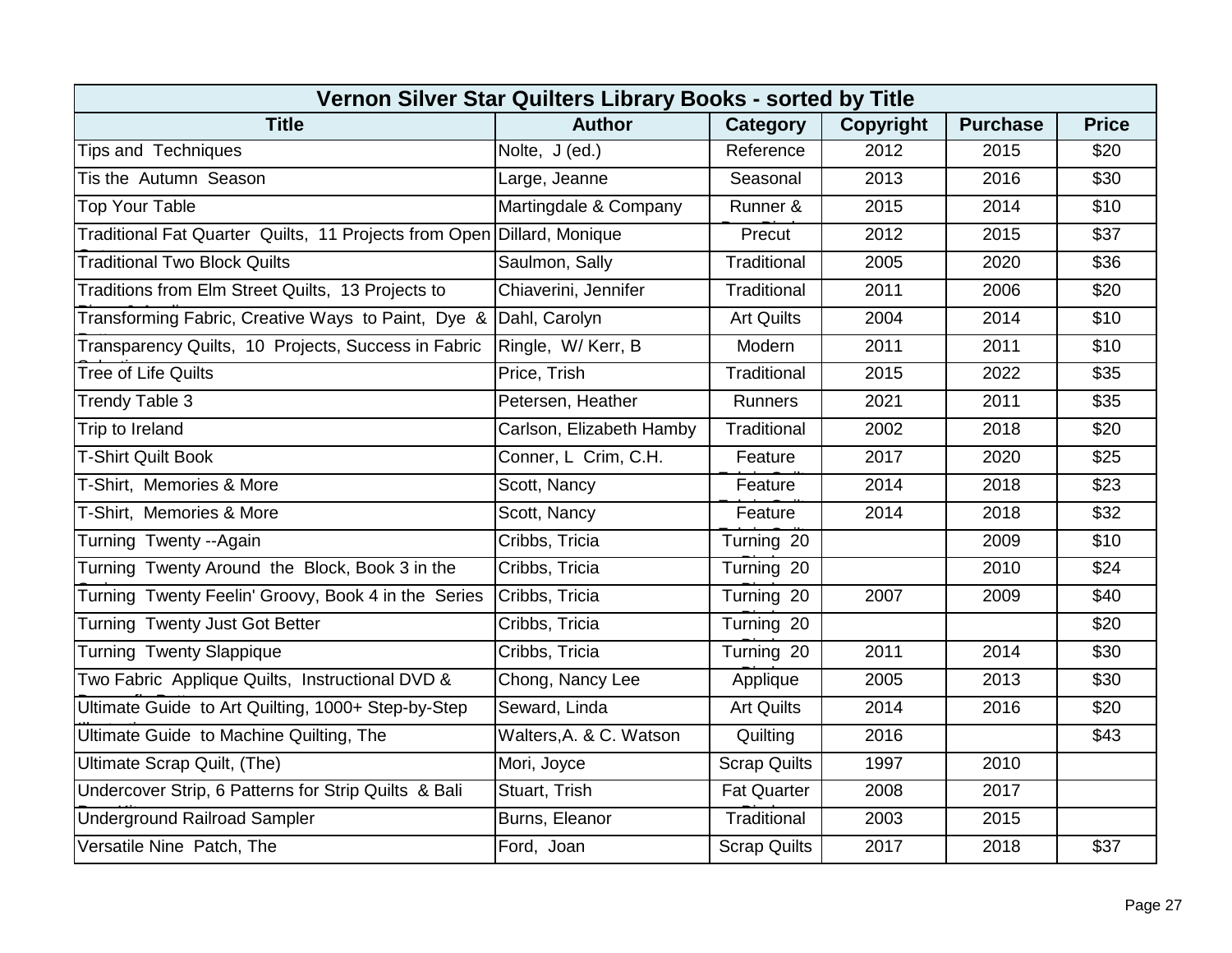| Vernon Silver Star Quilters Library Books - sorted by Title | | | | | |
|---|---|---|---|---|---|
| **Title** | **Author** | **Category** | **Copyright** | **Purchase** | **Price** |
| Tips and Techniques | Nolte, J (ed.) | Reference | 2012 | 2015 | $20 |
| Tis the Autumn Season | Large, Jeanne | Seasonal | 2013 | 2016 | $30 |
| Top Your Table | Martingdale & Company | Runner & | 2015 | 2014 | $10 |
| Traditional Fat Quarter Quilts, 11 Projects from Open | Dillard, Monique | Precut | 2012 | 2015 | $37 |
| Traditional Two Block Quilts | Saulmon, Sally | Traditional | 2005 | 2020 | $36 |
| Traditions from Elm Street Quilts, 13 Projects to | Chiaverini, Jennifer | Traditional | 2011 | 2006 | $20 |
| Transforming Fabric, Creative Ways to Paint, Dye & | Dahl, Carolyn | Art Quilts | 2004 | 2014 | $10 |
| Transparency Quilts, 10 Projects, Success in Fabric | Ringle, W/ Kerr, B | Modern | 2011 | 2011 | $10 |
| Tree of Life Quilts | Price, Trish | Traditional | 2015 | 2022 | $35 |
| Trendy Table 3 | Petersen, Heather | Runners | 2021 | 2011 | $35 |
| Trip to Ireland | Carlson, Elizabeth Hamby | Traditional | 2002 | 2018 | $20 |
| T-Shirt Quilt Book | Conner, L Crim, C.H. | Feature | 2017 | 2020 | $25 |
| T-Shirt, Memories & More | Scott, Nancy | Feature | 2014 | 2018 | $23 |
| T-Shirt, Memories & More | Scott, Nancy | Feature | 2014 | 2018 | $32 |
| Turning Twenty --Again | Cribbs, Tricia | Turning 20 | | 2009 | $10 |
| Turning Twenty Around the Block, Book 3 in the | Cribbs, Tricia | Turning 20 | | 2010 | $24 |
| Turning Twenty Feelin' Groovy, Book 4 in the Series | Cribbs, Tricia | Turning 20 | 2007 | 2009 | $40 |
| Turning Twenty Just Got Better | Cribbs, Tricia | Turning 20 | | | $20 |
| Turning Twenty Slappique | Cribbs, Tricia | Turning 20 | 2011 | 2014 | $30 |
| Two Fabric Applique Quilts, Instructional DVD & | Chong, Nancy Lee | Applique | 2005 | 2013 | $30 |
| Ultimate Guide to Art Quilting, 1000+ Step-by-Step | Seward, Linda | Art Quilts | 2014 | 2016 | $20 |
| Ultimate Guide to Machine Quilting, The | Walters,A. & C. Watson | Quilting | 2016 | | $43 |
| Ultimate Scrap Quilt, (The) | Mori, Joyce | Scrap Quilts | 1997 | 2010 | |
| Undercover Strip, 6 Patterns for Strip Quilts & Bali | Stuart, Trish | Fat Quarter | 2008 | 2017 | |
| Underground Railroad Sampler | Burns, Eleanor | Traditional | 2003 | 2015 | |
| Versatile Nine Patch, The | Ford, Joan | Scrap Quilts | 2017 | 2018 | $37 |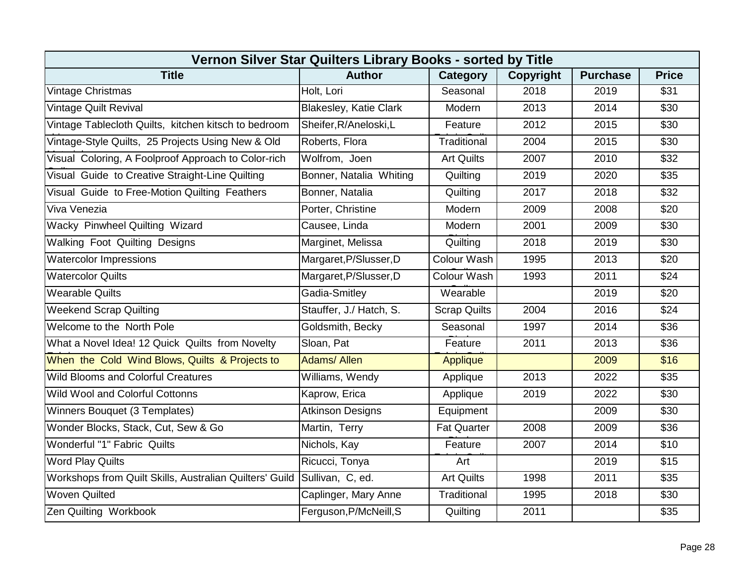| Vernon Silver Star Quilters Library Books - sorted by Title | | | | | |
|---|---|---|---|---|---|
| **Title** | **Author** | **Category** | **Copyright** | **Purchase** | **Price** |
| Vintage Christmas | Holt, Lori | Seasonal | 2018 | 2019 | $31 |
| Vintage Quilt Revival | Blakesley, Katie Clark | Modern | 2013 | 2014 | $30 |
| Vintage Tablecloth Quilts, kitchen kitsch to bedroom | Sheifer,R/Aneloski,L | Feature | 2012 | 2015 | $30 |
| Vintage-Style Quilts, 25 Projects Using New & Old | Roberts, Flora | Traditional | 2004 | 2015 | $30 |
| Visual Coloring, A Foolproof Approach to Color-rich | Wolfrom, Joen | Art Quilts | 2007 | 2010 | $32 |
| Visual Guide to Creative Straight-Line Quilting | Bonner, Natalia Whiting | Quilting | 2019 | 2020 | $35 |
| Visual Guide to Free-Motion Quilting Feathers | Bonner, Natalia | Quilting | 2017 | 2018 | $32 |
| Viva Venezia | Porter, Christine | Modern | 2009 | 2008 | $20 |
| Wacky Pinwheel Quilting Wizard | Causee, Linda | Modern | 2001 | 2009 | $30 |
| Walking Foot Quilting Designs | Marginet, Melissa | Quilting | 2018 | 2019 | $30 |
| Watercolor Impressions | Margaret,P/Slusser,D | Colour Wash | 1995 | 2013 | $20 |
| Watercolor Quilts | Margaret,P/Slusser,D | Colour Wash | 1993 | 2011 | $24 |
| Wearable Quilts | Gadia-Smitley | Wearable | | 2019 | $20 |
| Weekend Scrap Quilting | Stauffer, J./ Hatch, S. | Scrap Quilts | 2004 | 2016 | $24 |
| Welcome to the North Pole | Goldsmith, Becky | Seasonal | 1997 | 2014 | $36 |
| What a Novel Idea! 12 Quick Quilts from Novelty | Sloan, Pat | Feature | 2011 | 2013 | $36 |
| When the Cold Wind Blows, Quilts & Projects to | Adams/ Allen | Applique | | 2009 | $16 |
| Wild Blooms and Colorful Creatures | Williams, Wendy | Applique | 2013 | 2022 | $35 |
| Wild Wool and Colorful Cottonns | Kaprow, Erica | Applique | 2019 | 2022 | $30 |
| Winners Bouquet (3 Templates) | Atkinson Designs | Equipment | | 2009 | $30 |
| Wonder Blocks, Stack, Cut, Sew & Go | Martin, Terry | Fat Quarter | 2008 | 2009 | $36 |
| Wonderful "1" Fabric Quilts | Nichols, Kay | Feature | 2007 | 2014 | $10 |
| Word Play Quilts | Ricucci, Tonya | Art | | 2019 | $15 |
| Workshops from Quilt Skills, Australian Quilters' Guild | Sullivan, C, ed. | Art Quilts | 1998 | 2011 | $35 |
| Woven Quilted | Caplinger, Mary Anne | Traditional | 1995 | 2018 | $30 |
| Zen Quilting Workbook | Ferguson,P/McNeill,S | Quilting | 2011 | | $35 |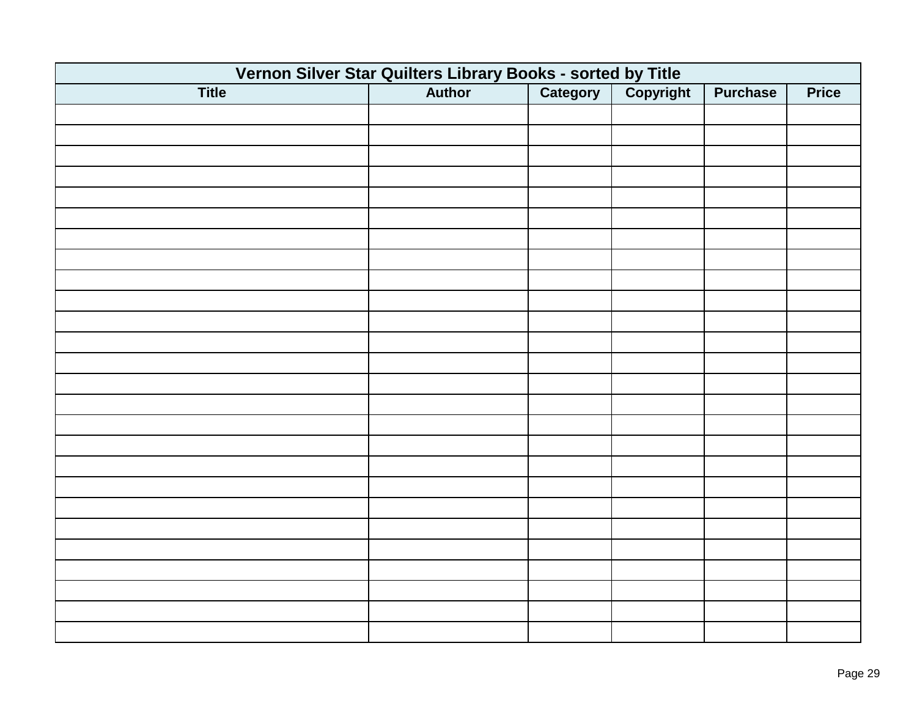| Vernon Silver Star Quilters Library Books - sorted by Title | | | | | |
|---|---|---|---|---|---|
| **Title** | **Author** | **Category** | **Copyright** | **Purchase** | **Price** |
| | | | | | |
| | | | | | |
| | | | | | |
| | | | | | |
| | | | | | |
| | | | | | |
| | | | | | |
| | | | | | |
| | | | | | |
| | | | | | |
| | | | | | |
| | | | | | |
| | | | | | |
| | | | | | |
| | | | | | |
| | | | | | |
| | | | | | |
| | | | | | |
| | | | | | |
| | | | | | |
| | | | | | |
| | | | | | |
| | | | | | |
| | | | | | |
| | | | | | |
| | | | | | |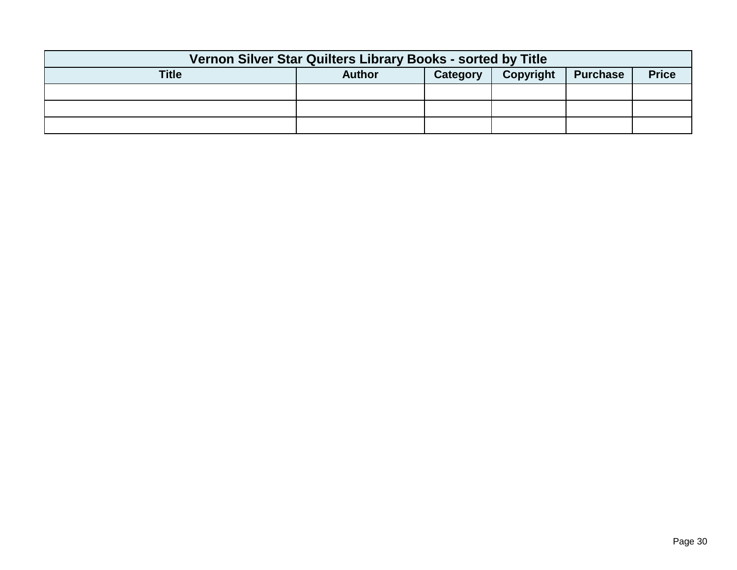| Vernon Silver Star Quilters Library Books - sorted by Title | | | | | |
|---|---|---|---|---|---|
| **Title** | **Author** | **Category** | **Copyright** | **Purchase** | **Price** |
| | | | | | |
| | | | | | |
| | | | | | |